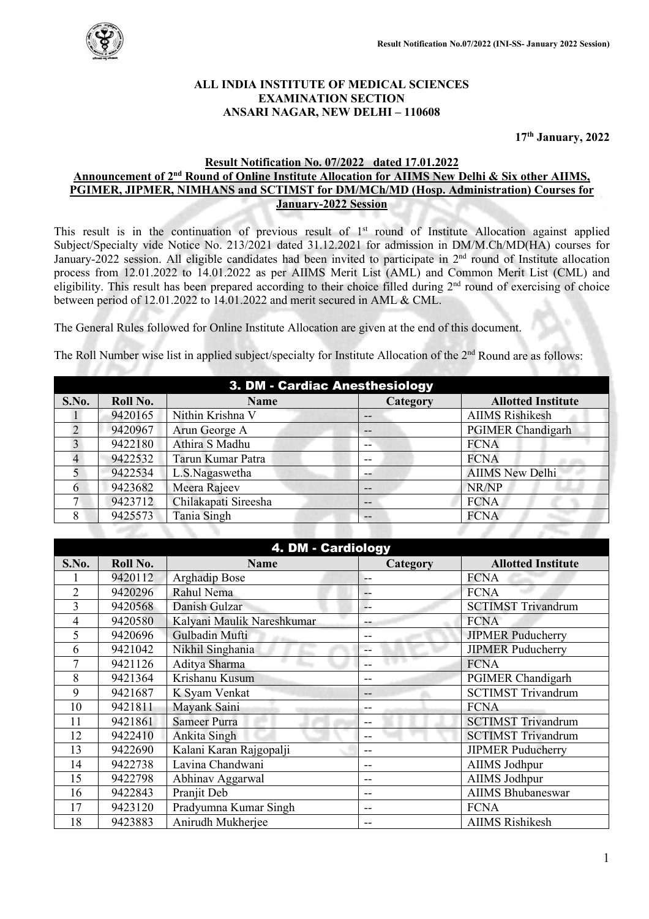Result Notification No.07/2022 (INI-SS- January 2022 Session)

**ALL INDIA INSTITUTE OF MEDICAL SCIENCES**
**EXAMINATION SECTION**
**ANSARI NAGAR, NEW DELHI – 110608**

**17th January, 2022**

**Result Notification No. 07/2022 dated 17.01.2022**
**Announcement of 2nd Round of Online Institute Allocation for AIIMS New Delhi & Six other AIIMS, PGIMER, JIPMER, NIMHANS and SCTIMST for DM/MCh/MD (Hosp. Administration) Courses for January-2022 Session**

This result is in the continuation of previous result of 1st round of Institute Allocation against applied Subject/Specialty vide Notice No. 213/2021 dated 31.12.2021 for admission in DM/M.Ch/MD(HA) courses for January-2022 session. All eligible candidates had been invited to participate in 2nd round of Institute allocation process from 12.01.2022 to 14.01.2022 as per AIIMS Merit List (AML) and Common Merit List (CML) and eligibility. This result has been prepared according to their choice filled during 2nd round of exercising of choice between period of 12.01.2022 to 14.01.2022 and merit secured in AML & CML.

The General Rules followed for Online Institute Allocation are given at the end of this document.

The Roll Number wise list in applied subject/specialty for Institute Allocation of the 2nd Round are as follows:

**3. DM - Cardiac Anesthesiology**

| S.No. | Roll No. | Name | Category | Allotted Institute |
|---|---|---|---|---|
| 1 | 9420165 | Nithin Krishna V | -- | AIIMS Rishikesh |
| 2 | 9420967 | Arun George A | -- | PGIMER Chandigarh |
| 3 | 9422180 | Athira S Madhu | -- | FCNA |
| 4 | 9422532 | Tarun Kumar Patra | -- | FCNA |
| 5 | 9422534 | L.S.Nagaswetha | -- | AIIMS New Delhi |
| 6 | 9423682 | Meera Rajeev | -- | NR/NP |
| 7 | 9423712 | Chilakapati Sireesha | -- | FCNA |
| 8 | 9425573 | Tania Singh | -- | FCNA |

**4. DM - Cardiology**

| S.No. | Roll No. | Name | Category | Allotted Institute |
|---|---|---|---|---|
| 1 | 9420112 | Arghadip Bose | -- | FCNA |
| 2 | 9420296 | Rahul Nema | -- | FCNA |
| 3 | 9420568 | Danish Gulzar | -- | SCTIMST Trivandrum |
| 4 | 9420580 | Kalyani Maulik Nareshkumar | -- | FCNA |
| 5 | 9420696 | Gulbadin Mufti | -- | JIPMER Puducherry |
| 6 | 9421042 | Nikhil Singhania | -- | JIPMER Puducherry |
| 7 | 9421126 | Aditya Sharma | -- | FCNA |
| 8 | 9421364 | Krishanu Kusum | -- | PGIMER Chandigarh |
| 9 | 9421687 | K Syam Venkat | -- | SCTIMST Trivandrum |
| 10 | 9421811 | Mayank Saini | -- | FCNA |
| 11 | 9421861 | Sameer Purra | -- | SCTIMST Trivandrum |
| 12 | 9422410 | Ankita Singh | -- | SCTIMST Trivandrum |
| 13 | 9422690 | Kalani Karan Rajgopalji | -- | JIPMER Puducherry |
| 14 | 9422738 | Lavina Chandwani | -- | AIIMS Jodhpur |
| 15 | 9422798 | Abhinav Aggarwal | -- | AIIMS Jodhpur |
| 16 | 9422843 | Pranjit Deb | -- | AIIMS Bhubaneswar |
| 17 | 9423120 | Pradyumna Kumar Singh | -- | FCNA |
| 18 | 9423883 | Anirudh Mukherjee | -- | AIIMS Rishikesh |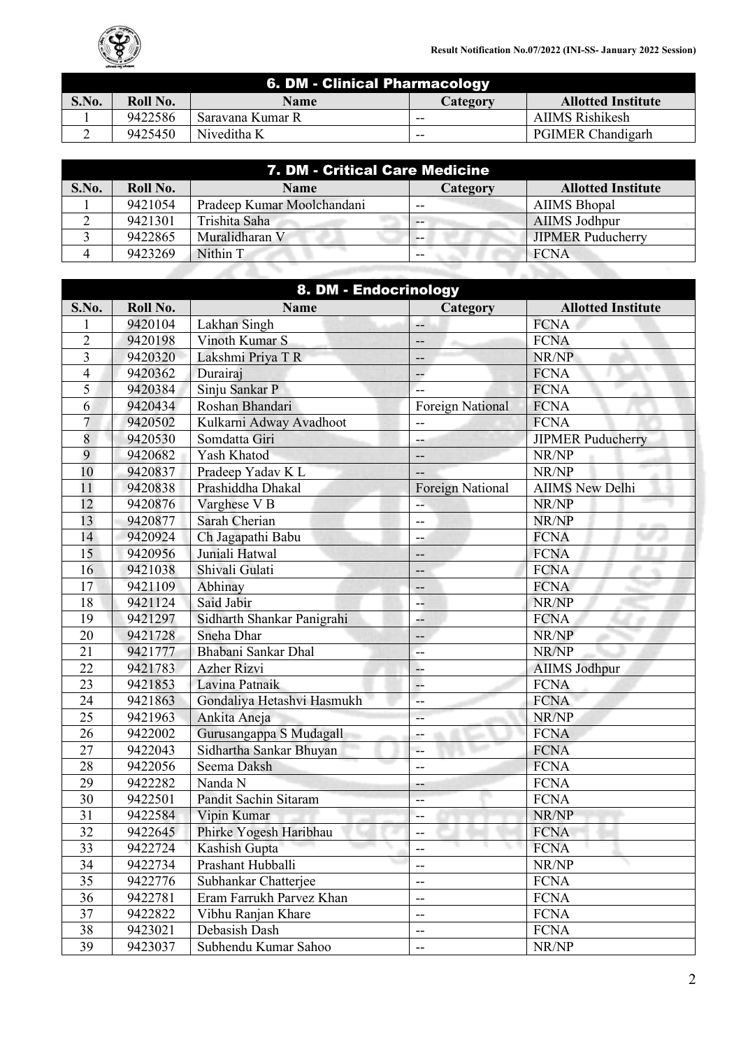## 6. DM - Clinical Pharmacology

| S.No. | Roll No. | Name | Category | Allotted Institute |
|---|---|---|---|---|
| 1 | 9422586 | Saravana Kumar R | -- | AIIMS Rishikesh |
| 2 | 9425450 | Niveditha K | -- | PGIMER Chandigarh |

## 7. DM - Critical Care Medicine

| S.No. | Roll No. | Name | Category | Allotted Institute |
|---|---|---|---|---|
| 1 | 9421054 | Pradeep Kumar Moolchandani | -- | AIIMS Bhopal |
| 2 | 9421301 | Trishita Saha | -- | AIIMS Jodhpur |
| 3 | 9422865 | Muralidharan V | -- | JIPMER Puducherry |
| 4 | 9423269 | Nithin T | -- | FCNA |

## 8. DM - Endocrinology

| S.No. | Roll No. | Name | Category | Allotted Institute |
|---|---|---|---|---|
| 1 | 9420104 | Lakhan Singh | -- | FCNA |
| 2 | 9420198 | Vinoth Kumar S | -- | FCNA |
| 3 | 9420320 | Lakshmi Priya T R | -- | NR/NP |
| 4 | 9420362 | Durairaj | -- | FCNA |
| 5 | 9420384 | Sinju Sankar P | -- | FCNA |
| 6 | 9420434 | Roshan Bhandari | Foreign National | FCNA |
| 7 | 9420502 | Kulkarni Adway Avadhoot | -- | FCNA |
| 8 | 9420530 | Somdatta Giri | -- | JIPMER Puducherry |
| 9 | 9420682 | Yash Khatod | -- | NR/NP |
| 10 | 9420837 | Pradeep Yadav K L | -- | NR/NP |
| 11 | 9420838 | Prashiddha Dhakal | Foreign National | AIIMS New Delhi |
| 12 | 9420876 | Varghese V B | -- | NR/NP |
| 13 | 9420877 | Sarah Cherian | -- | NR/NP |
| 14 | 9420924 | Ch Jagapathi Babu | -- | FCNA |
| 15 | 9420956 | Juniali Hatwal | -- | FCNA |
| 16 | 9421038 | Shivali Gulati | -- | FCNA |
| 17 | 9421109 | Abhinay | -- | FCNA |
| 18 | 9421124 | Said Jabir | -- | NR/NP |
| 19 | 9421297 | Sidharth Shankar Panigrahi | -- | FCNA |
| 20 | 9421728 | Sneha Dhar | -- | NR/NP |
| 21 | 9421777 | Bhabani Sankar Dhal | -- | NR/NP |
| 22 | 9421783 | Azher Rizvi | -- | AIIMS Jodhpur |
| 23 | 9421853 | Lavina Patnaik | -- | FCNA |
| 24 | 9421863 | Gondaliya Hetashvi Hasmukh | -- | FCNA |
| 25 | 9421963 | Ankita Aneja | -- | NR/NP |
| 26 | 9422002 | Gurusangappa S Mudagall | -- | FCNA |
| 27 | 9422043 | Sidhartha Sankar Bhuyan | -- | FCNA |
| 28 | 9422056 | Seema Daksh | -- | FCNA |
| 29 | 9422282 | Nanda N | -- | FCNA |
| 30 | 9422501 | Pandit Sachin Sitaram | -- | FCNA |
| 31 | 9422584 | Vipin Kumar | -- | NR/NP |
| 32 | 9422645 | Phirke Yogesh Haribhau | -- | FCNA |
| 33 | 9422724 | Kashish Gupta | -- | FCNA |
| 34 | 9422734 | Prashant Hubballi | -- | NR/NP |
| 35 | 9422776 | Subhankar Chatterjee | -- | FCNA |
| 36 | 9422781 | Eram Farrukh Parvez Khan | -- | FCNA |
| 37 | 9422822 | Vibhu Ranjan Khare | -- | FCNA |
| 38 | 9423021 | Debasish Dash | -- | FCNA |
| 39 | 9423037 | Subhendu Kumar Sahoo | -- | NR/NP |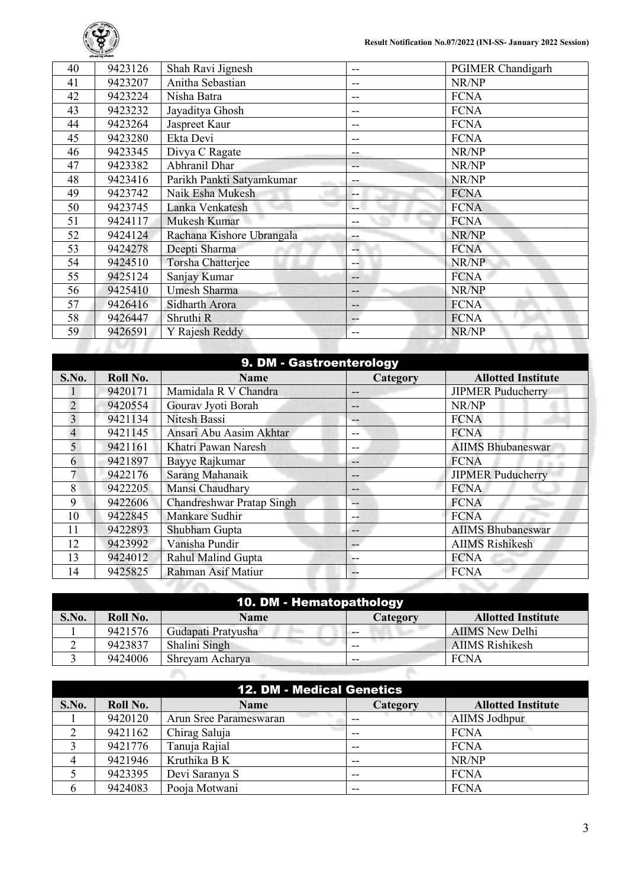| 40 | 9423126 | Shah Ravi Jignesh | -- | PGIMER Chandigarh |
|---|---|---|---|---|
| 41 | 9423207 | Anitha Sebastian | -- | NR/NP |
| 42 | 9423224 | Nisha Batra | -- | FCNA |
| 43 | 9423232 | Jayaditya Ghosh | -- | FCNA |
| 44 | 9423264 | Jaspreet Kaur | -- | FCNA |
| 45 | 9423280 | Ekta Devi | -- | FCNA |
| 46 | 9423345 | Divya C Ragate | -- | NR/NP |
| 47 | 9423382 | Abhranil Dhar | -- | NR/NP |
| 48 | 9423416 | Parikh Pankti Satyamkumar | -- | NR/NP |
| 49 | 9423742 | Naik Esha Mukesh | -- | FCNA |
| 50 | 9423745 | Lanka Venkatesh | -- | FCNA |
| 51 | 9424117 | Mukesh Kumar | -- | FCNA |
| 52 | 9424124 | Rachana Kishore Ubrangala | -- | NR/NP |
| 53 | 9424278 | Deepti Sharma | -- | FCNA |
| 54 | 9424510 | Torsha Chatterjee | -- | NR/NP |
| 55 | 9425124 | Sanjay Kumar | -- | FCNA |
| 56 | 9425410 | Umesh Sharma | -- | NR/NP |
| 57 | 9426416 | Sidharth Arora | -- | FCNA |
| 58 | 9426447 | Shruthi R | -- | FCNA |
| 59 | 9426591 | Y Rajesh Reddy | -- | NR/NP |

## 9. DM - Gastroenterology

| S.No. | Roll No. | Name | Category | Allotted Institute |
|---|---|---|---|---|
| 1 | 9420171 | Mamidala R V Chandra | -- | JIPMER Puducherry |
| 2 | 9420554 | Gourav Jyoti Borah | -- | NR/NP |
| 3 | 9421134 | Nitesh Bassi | -- | FCNA |
| 4 | 9421145 | Ansari Abu Aasim Akhtar | -- | FCNA |
| 5 | 9421161 | Khatri Pawan Naresh | -- | AIIMS Bhubaneswar |
| 6 | 9421897 | Bayye Rajkumar | -- | FCNA |
| 7 | 9422176 | Sarang Mahanaik | -- | JIPMER Puducherry |
| 8 | 9422205 | Mansi Chaudhary | -- | FCNA |
| 9 | 9422606 | Chandreshwar Pratap Singh | -- | FCNA |
| 10 | 9422845 | Mankare Sudhir | -- | FCNA |
| 11 | 9422893 | Shubham Gupta | -- | AIIMS Bhubaneswar |
| 12 | 9423992 | Vanisha Pundir | -- | AIIMS Rishikesh |
| 13 | 9424012 | Rahul Malind Gupta | -- | FCNA |
| 14 | 9425825 | Rahman Asif Matiur | -- | FCNA |

## 10. DM - Hematopathology

| S.No. | Roll No. | Name | Category | Allotted Institute |
|---|---|---|---|---|
| 1 | 9421576 | Gudapati Pratyusha | -- | AIIMS New Delhi |
| 2 | 9423837 | Shalini Singh | -- | AIIMS Rishikesh |
| 3 | 9424006 | Shreyam Acharya | -- | FCNA |

## 12. DM - Medical Genetics

| S.No. | Roll No. | Name | Category | Allotted Institute |
|---|---|---|---|---|
| 1 | 9420120 | Arun Sree Parameswaran | -- | AIIMS Jodhpur |
| 2 | 9421162 | Chirag Saluja | -- | FCNA |
| 3 | 9421776 | Tanuja Rajial | -- | FCNA |
| 4 | 9421946 | Kruthika B K | -- | NR/NP |
| 5 | 9423395 | Devi Saranya S | -- | FCNA |
| 6 | 9424083 | Pooja Motwani | -- | FCNA |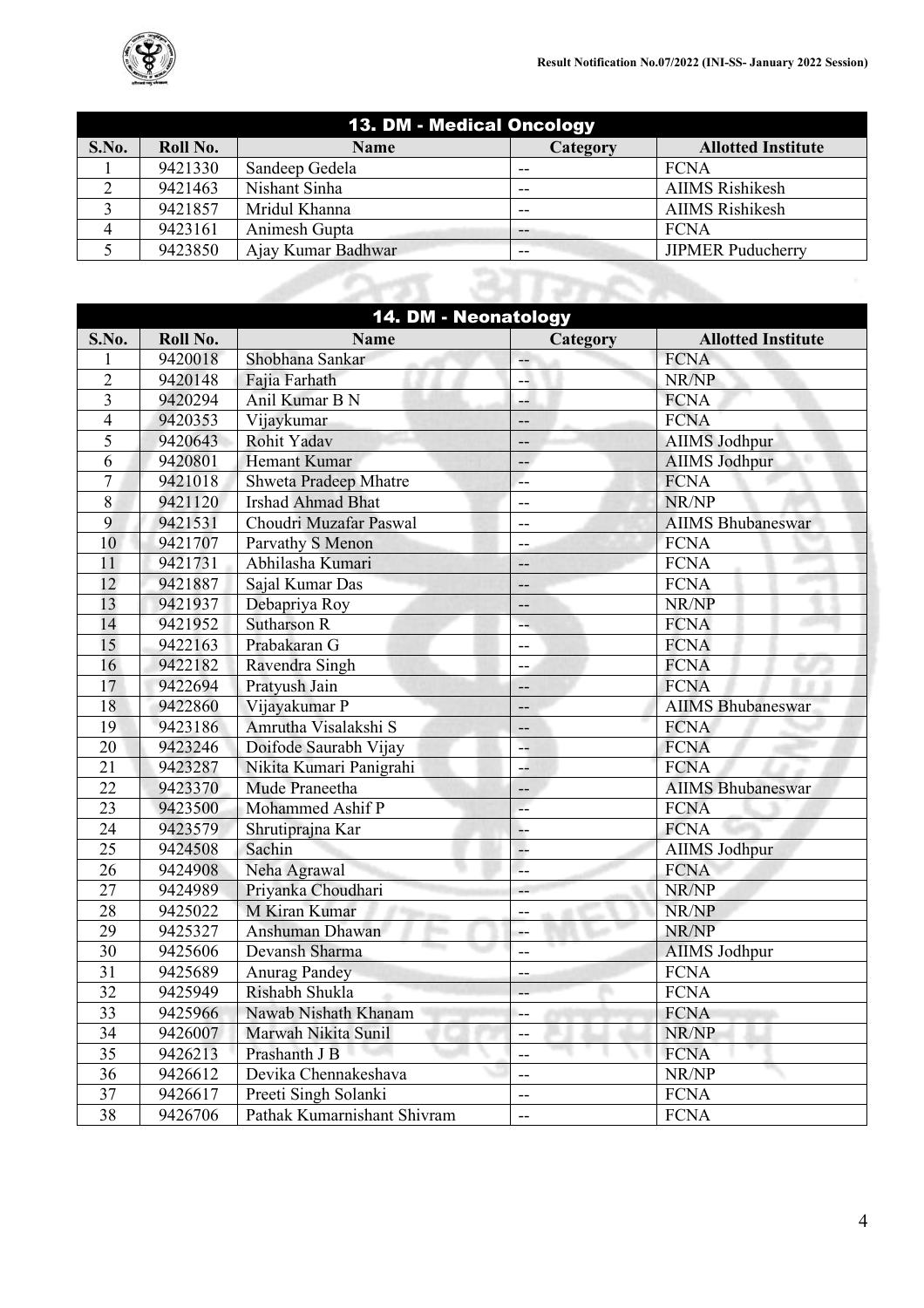## 13. DM - Medical Oncology

| S.No. | Roll No. | Name | Category | Allotted Institute |
|---|---|---|---|---|
| 1 | 9421330 | Sandeep Gedela | -- | FCNA |
| 2 | 9421463 | Nishant Sinha | -- | AIIMS Rishikesh |
| 3 | 9421857 | Mridul Khanna | -- | AIIMS Rishikesh |
| 4 | 9423161 | Animesh Gupta | -- | FCNA |
| 5 | 9423850 | Ajay Kumar Badhwar | -- | JIPMER Puducherry |

## 14. DM - Neonatology

| S.No. | Roll No. | Name | Category | Allotted Institute |
|---|---|---|---|---|
| 1 | 9420018 | Shobhana Sankar | -- | FCNA |
| 2 | 9420148 | Fajia Farhath | -- | NR/NP |
| 3 | 9420294 | Anil Kumar B N | -- | FCNA |
| 4 | 9420353 | Vijaykumar | -- | FCNA |
| 5 | 9420643 | Rohit Yadav | -- | AIIMS Jodhpur |
| 6 | 9420801 | Hemant Kumar | -- | AIIMS Jodhpur |
| 7 | 9421018 | Shweta Pradeep Mhatre | -- | FCNA |
| 8 | 9421120 | Irshad Ahmad Bhat | -- | NR/NP |
| 9 | 9421531 | Choudri Muzafar Paswal | -- | AIIMS Bhubaneswar |
| 10 | 9421707 | Parvathy S Menon | -- | FCNA |
| 11 | 9421731 | Abhilasha Kumari | -- | FCNA |
| 12 | 9421887 | Sajal Kumar Das | -- | FCNA |
| 13 | 9421937 | Debapriya Roy | -- | NR/NP |
| 14 | 9421952 | Sutharson R | -- | FCNA |
| 15 | 9422163 | Prabakaran G | -- | FCNA |
| 16 | 9422182 | Ravendra Singh | -- | FCNA |
| 17 | 9422694 | Pratyush Jain | -- | FCNA |
| 18 | 9422860 | Vijayakumar P | -- | AIIMS Bhubaneswar |
| 19 | 9423186 | Amrutha Visalakshi S | -- | FCNA |
| 20 | 9423246 | Doifode Saurabh Vijay | -- | FCNA |
| 21 | 9423287 | Nikita Kumari Panigrahi | -- | FCNA |
| 22 | 9423370 | Mude Praneetha | -- | AIIMS Bhubaneswar |
| 23 | 9423500 | Mohammed Ashif P | -- | FCNA |
| 24 | 9423579 | Shrutiprajna Kar | -- | FCNA |
| 25 | 9424508 | Sachin | -- | AIIMS Jodhpur |
| 26 | 9424908 | Neha Agrawal | -- | FCNA |
| 27 | 9424989 | Priyanka Choudhari | -- | NR/NP |
| 28 | 9425022 | M Kiran Kumar | -- | NR/NP |
| 29 | 9425327 | Anshuman Dhawan | -- | NR/NP |
| 30 | 9425606 | Devansh Sharma | -- | AIIMS Jodhpur |
| 31 | 9425689 | Anurag Pandey | -- | FCNA |
| 32 | 9425949 | Rishabh Shukla | -- | FCNA |
| 33 | 9425966 | Nawab Nishath Khanam | -- | FCNA |
| 34 | 9426007 | Marwah Nikita Sunil | -- | NR/NP |
| 35 | 9426213 | Prashanth J B | -- | FCNA |
| 36 | 9426612 | Devika Chennakeshava | -- | NR/NP |
| 37 | 9426617 | Preeti Singh Solanki | -- | FCNA |
| 38 | 9426706 | Pathak Kumarnishant Shivram | -- | FCNA |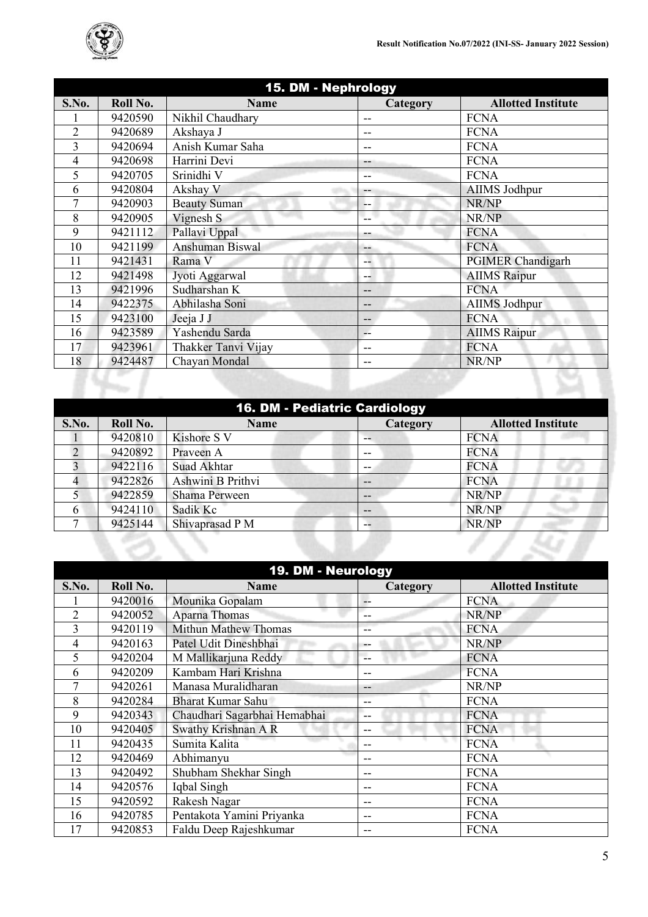## 15. DM - Nephrology

| S.No. | Roll No. | Name | Category | Allotted Institute |
|---|---|---|---|---|
| 1 | 9420590 | Nikhil Chaudhary | -- | FCNA |
| 2 | 9420689 | Akshaya J | -- | FCNA |
| 3 | 9420694 | Anish Kumar Saha | -- | FCNA |
| 4 | 9420698 | Harrini Devi | -- | FCNA |
| 5 | 9420705 | Srinidhi V | -- | FCNA |
| 6 | 9420804 | Akshay V | -- | AIIMS Jodhpur |
| 7 | 9420903 | Beauty Suman | -- | NR/NP |
| 8 | 9420905 | Vignesh S | -- | NR/NP |
| 9 | 9421112 | Pallavi Uppal | -- | FCNA |
| 10 | 9421199 | Anshuman Biswal | -- | FCNA |
| 11 | 9421431 | Rama V | -- | PGIMER Chandigarh |
| 12 | 9421498 | Jyoti Aggarwal | -- | AIIMS Raipur |
| 13 | 9421996 | Sudharshan K | -- | FCNA |
| 14 | 9422375 | Abhilasha Soni | -- | AIIMS Jodhpur |
| 15 | 9423100 | Jeeja J J | -- | FCNA |
| 16 | 9423589 | Yashendu Sarda | -- | AIIMS Raipur |
| 17 | 9423961 | Thakker Tanvi Vijay | -- | FCNA |
| 18 | 9424487 | Chayan Mondal | -- | NR/NP |

## 16. DM - Pediatric Cardiology

| S.No. | Roll No. | Name | Category | Allotted Institute |
|---|---|---|---|---|
| 1 | 9420810 | Kishore S V | -- | FCNA |
| 2 | 9420892 | Praveen A | -- | FCNA |
| 3 | 9422116 | Suad Akhtar | -- | FCNA |
| 4 | 9422826 | Ashwini B Prithvi | -- | FCNA |
| 5 | 9422859 | Shama Perween | -- | NR/NP |
| 6 | 9424110 | Sadik Kc | -- | NR/NP |
| 7 | 9425144 | Shivaprasad P M | -- | NR/NP |

## 19. DM - Neurology

| S.No. | Roll No. | Name | Category | Allotted Institute |
|---|---|---|---|---|
| 1 | 9420016 | Mounika Gopalam | -- | FCNA |
| 2 | 9420052 | Aparna Thomas | -- | NR/NP |
| 3 | 9420119 | Mithun Mathew Thomas | -- | FCNA |
| 4 | 9420163 | Patel Udit Dineshbhai | -- | NR/NP |
| 5 | 9420204 | M Mallikarjuna Reddy | -- | FCNA |
| 6 | 9420209 | Kambam Hari Krishna | -- | FCNA |
| 7 | 9420261 | Manasa Muralidharan | -- | NR/NP |
| 8 | 9420284 | Bharat Kumar Sahu | -- | FCNA |
| 9 | 9420343 | Chaudhari Sagarbhai Hemabhai | -- | FCNA |
| 10 | 9420405 | Swathy Krishnan A R | -- | FCNA |
| 11 | 9420435 | Sumita Kalita | -- | FCNA |
| 12 | 9420469 | Abhimanyu | -- | FCNA |
| 13 | 9420492 | Shubham Shekhar Singh | -- | FCNA |
| 14 | 9420576 | Iqbal Singh | -- | FCNA |
| 15 | 9420592 | Rakesh Nagar | -- | FCNA |
| 16 | 9420785 | Pentakota Yamini Priyanka | -- | FCNA |
| 17 | 9420853 | Faldu Deep Rajeshkumar | -- | FCNA |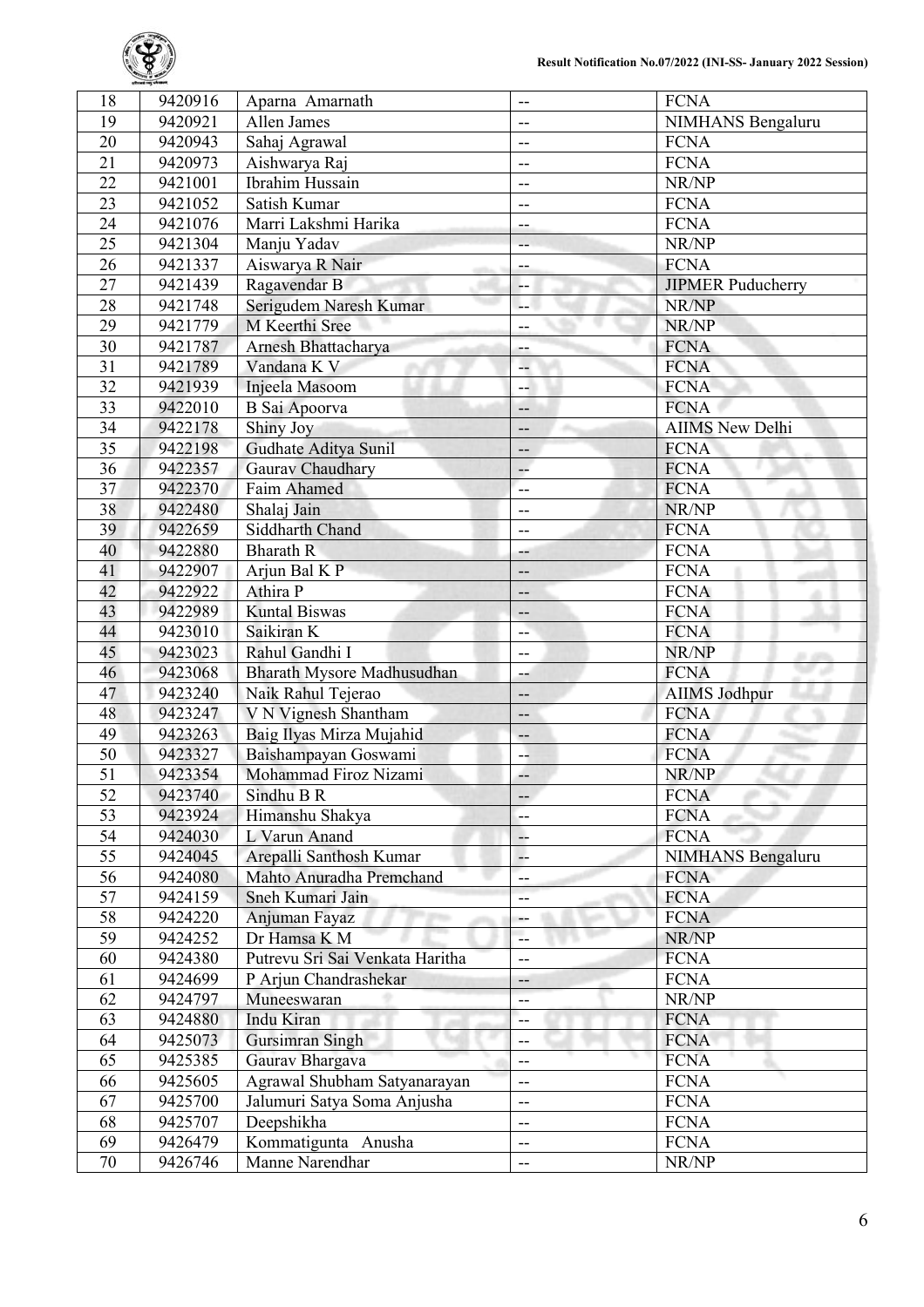| 18 | 9420916 | Aparna Amarnath | -- | FCNA |
|---|---|---|---|---|
| 19 | 9420921 | Allen James | -- | NIMHANS Bengaluru |
| 20 | 9420943 | Sahaj Agrawal | -- | FCNA |
| 21 | 9420973 | Aishwarya Raj | -- | FCNA |
| 22 | 9421001 | Ibrahim Hussain | -- | NR/NP |
| 23 | 9421052 | Satish Kumar | -- | FCNA |
| 24 | 9421076 | Marri Lakshmi Harika | -- | FCNA |
| 25 | 9421304 | Manju Yadav | -- | NR/NP |
| 26 | 9421337 | Aiswarya R Nair | -- | FCNA |
| 27 | 9421439 | Ragavendar B | -- | JIPMER Puducherry |
| 28 | 9421748 | Serigudem Naresh Kumar | -- | NR/NP |
| 29 | 9421779 | M Keerthi Sree | -- | NR/NP |
| 30 | 9421787 | Arnesh Bhattacharya | -- | FCNA |
| 31 | 9421789 | Vandana K V | -- | FCNA |
| 32 | 9421939 | Injeela Masoom | -- | FCNA |
| 33 | 9422010 | B Sai Apoorva | -- | FCNA |
| 34 | 9422178 | Shiny Joy | -- | AIIMS New Delhi |
| 35 | 9422198 | Gudhate Aditya Sunil | -- | FCNA |
| 36 | 9422357 | Gaurav Chaudhary | -- | FCNA |
| 37 | 9422370 | Faim Ahamed | -- | FCNA |
| 38 | 9422480 | Shalaj Jain | -- | NR/NP |
| 39 | 9422659 | Siddharth Chand | -- | FCNA |
| 40 | 9422880 | Bharath R | -- | FCNA |
| 41 | 9422907 | Arjun Bal K P | -- | FCNA |
| 42 | 9422922 | Athira P | -- | FCNA |
| 43 | 9422989 | Kuntal Biswas | -- | FCNA |
| 44 | 9423010 | Saikiran K | -- | FCNA |
| 45 | 9423023 | Rahul Gandhi I | -- | NR/NP |
| 46 | 9423068 | Bharath Mysore Madhusudhan | -- | FCNA |
| 47 | 9423240 | Naik Rahul Tejerao | -- | AIIMS Jodhpur |
| 48 | 9423247 | V N Vignesh Shantham | -- | FCNA |
| 49 | 9423263 | Baig Ilyas Mirza Mujahid | -- | FCNA |
| 50 | 9423327 | Baishampayan Goswami | -- | FCNA |
| 51 | 9423354 | Mohammad Firoz Nizami | -- | NR/NP |
| 52 | 9423740 | Sindhu B R | -- | FCNA |
| 53 | 9423924 | Himanshu Shakya | -- | FCNA |
| 54 | 9424030 | L Varun Anand | -- | FCNA |
| 55 | 9424045 | Arepalli Santhosh Kumar | -- | NIMHANS Bengaluru |
| 56 | 9424080 | Mahto Anuradha Premchand | -- | FCNA |
| 57 | 9424159 | Sneh Kumari Jain | -- | FCNA |
| 58 | 9424220 | Anjuman Fayaz | -- | FCNA |
| 59 | 9424252 | Dr Hamsa K M | -- | NR/NP |
| 60 | 9424380 | Putrevu Sri Sai Venkata Haritha | -- | FCNA |
| 61 | 9424699 | P Arjun Chandrashekar | -- | FCNA |
| 62 | 9424797 | Muneeswaran | -- | NR/NP |
| 63 | 9424880 | Indu Kiran | -- | FCNA |
| 64 | 9425073 | Gursimran Singh | -- | FCNA |
| 65 | 9425385 | Gaurav Bhargava | -- | FCNA |
| 66 | 9425605 | Agrawal Shubham Satyanarayan | -- | FCNA |
| 67 | 9425700 | Jalumuri Satya Soma Anjusha | -- | FCNA |
| 68 | 9425707 | Deepshikha | -- | FCNA |
| 69 | 9426479 | Kommatigunta Anusha | -- | FCNA |
| 70 | 9426746 | Manne Narendhar | -- | NR/NP |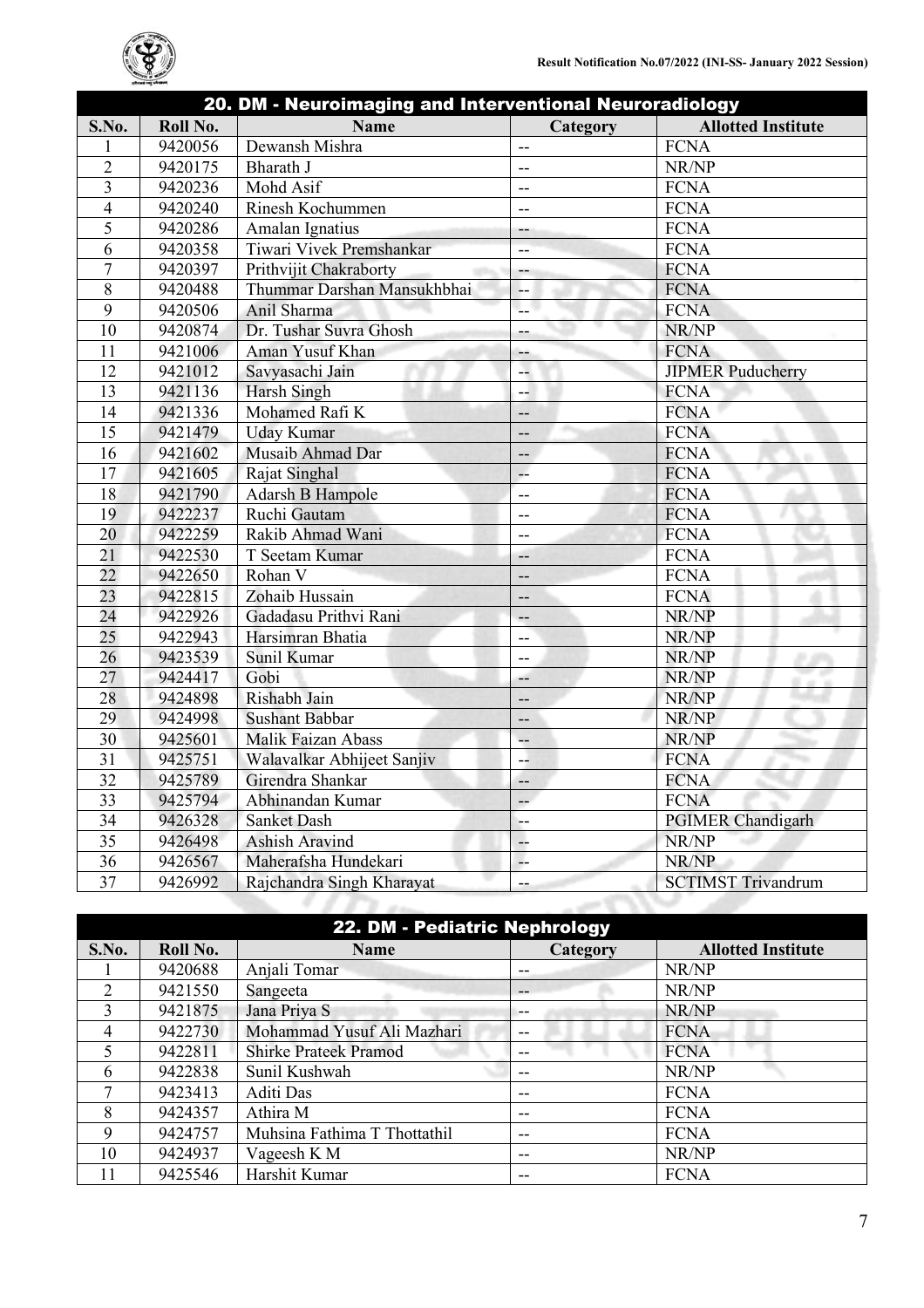## 20. DM - Neuroimaging and Interventional Neuroradiology

| S.No. | Roll No. | Name | Category | Allotted Institute |
|---|---|---|---|---|
| 1 | 9420056 | Dewansh Mishra | -- | FCNA |
| 2 | 9420175 | Bharath J | -- | NR/NP |
| 3 | 9420236 | Mohd Asif | -- | FCNA |
| 4 | 9420240 | Rinesh Kochummen | -- | FCNA |
| 5 | 9420286 | Amalan Ignatius | -- | FCNA |
| 6 | 9420358 | Tiwari Vivek Premshankar | -- | FCNA |
| 7 | 9420397 | Prithvijit Chakraborty | -- | FCNA |
| 8 | 9420488 | Thummar Darshan Mansukhbhai | -- | FCNA |
| 9 | 9420506 | Anil Sharma | -- | FCNA |
| 10 | 9420874 | Dr. Tushar Suvra Ghosh | -- | NR/NP |
| 11 | 9421006 | Aman Yusuf Khan | -- | FCNA |
| 12 | 9421012 | Savyasachi Jain | -- | JIPMER Puducherry |
| 13 | 9421136 | Harsh Singh | -- | FCNA |
| 14 | 9421336 | Mohamed Rafi K | -- | FCNA |
| 15 | 9421479 | Uday Kumar | -- | FCNA |
| 16 | 9421602 | Musaib Ahmad Dar | -- | FCNA |
| 17 | 9421605 | Rajat Singhal | -- | FCNA |
| 18 | 9421790 | Adarsh B Hampole | -- | FCNA |
| 19 | 9422237 | Ruchi Gautam | -- | FCNA |
| 20 | 9422259 | Rakib Ahmad Wani | -- | FCNA |
| 21 | 9422530 | T Seetam Kumar | -- | FCNA |
| 22 | 9422650 | Rohan V | -- | FCNA |
| 23 | 9422815 | Zohaib Hussain | -- | FCNA |
| 24 | 9422926 | Gadadasu Prithvi Rani | -- | NR/NP |
| 25 | 9422943 | Harsimran Bhatia | -- | NR/NP |
| 26 | 9423539 | Sunil Kumar | -- | NR/NP |
| 27 | 9424417 | Gobi | -- | NR/NP |
| 28 | 9424898 | Rishabh Jain | -- | NR/NP |
| 29 | 9424998 | Sushant Babbar | -- | NR/NP |
| 30 | 9425601 | Malik Faizan Abass | -- | NR/NP |
| 31 | 9425751 | Walavalkar Abhijeet Sanjiv | -- | FCNA |
| 32 | 9425789 | Girendra Shankar | -- | FCNA |
| 33 | 9425794 | Abhinandan Kumar | -- | FCNA |
| 34 | 9426328 | Sanket Dash | -- | PGIMER Chandigarh |
| 35 | 9426498 | Ashish Aravind | -- | NR/NP |
| 36 | 9426567 | Maherafsha Hundekari | -- | NR/NP |
| 37 | 9426992 | Rajchandra Singh Kharayat | -- | SCTIMST Trivandrum |

## 22. DM - Pediatric Nephrology

| S.No. | Roll No. | Name | Category | Allotted Institute |
|---|---|---|---|---|
| 1 | 9420688 | Anjali Tomar | -- | NR/NP |
| 2 | 9421550 | Sangeeta | -- | NR/NP |
| 3 | 9421875 | Jana Priya S | -- | NR/NP |
| 4 | 9422730 | Mohammad Yusuf Ali Mazhari | -- | FCNA |
| 5 | 9422811 | Shirke Prateek Pramod | -- | FCNA |
| 6 | 9422838 | Sunil Kushwah | -- | NR/NP |
| 7 | 9423413 | Aditi Das | -- | FCNA |
| 8 | 9424357 | Athira M | -- | FCNA |
| 9 | 9424757 | Muhsina Fathima T Thottathil | -- | FCNA |
| 10 | 9424937 | Vageesh K M | -- | NR/NP |
| 11 | 9425546 | Harshit Kumar | -- | FCNA |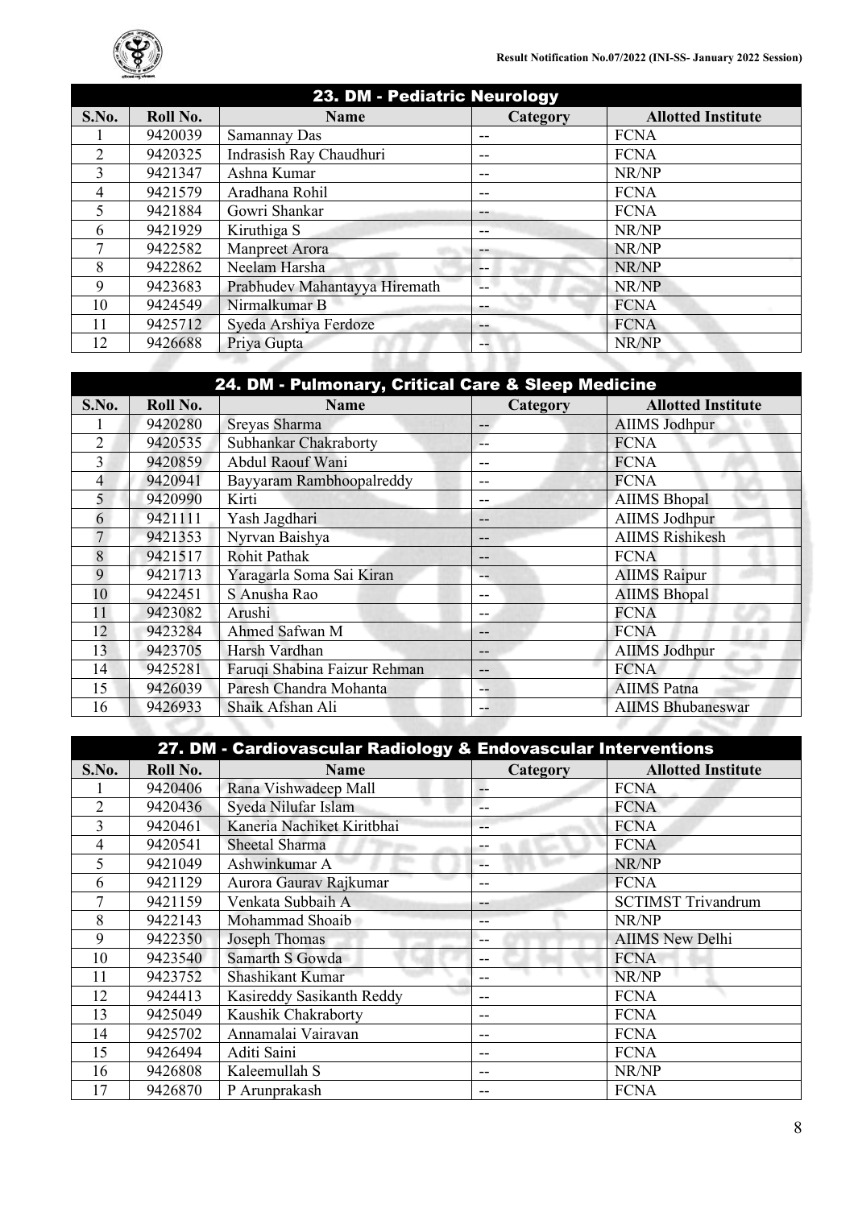## 23. DM - Pediatric Neurology

| S.No. | Roll No. | Name | Category | Allotted Institute |
|---|---|---|---|---|
| 1 | 9420039 | Samannay Das | -- | FCNA |
| 2 | 9420325 | Indrasish Ray Chaudhuri | -- | FCNA |
| 3 | 9421347 | Ashna Kumar | -- | NR/NP |
| 4 | 9421579 | Aradhana Rohil | -- | FCNA |
| 5 | 9421884 | Gowri Shankar | -- | FCNA |
| 6 | 9421929 | Kiruthiga S | -- | NR/NP |
| 7 | 9422582 | Manpreet Arora | -- | NR/NP |
| 8 | 9422862 | Neelam Harsha | -- | NR/NP |
| 9 | 9423683 | Prabhudev Mahantayya Hiremath | -- | NR/NP |
| 10 | 9424549 | Nirmalkumar B | -- | FCNA |
| 11 | 9425712 | Syeda Arshiya Ferdoze | -- | FCNA |
| 12 | 9426688 | Priya Gupta | -- | NR/NP |

## 24. DM - Pulmonary, Critical Care & Sleep Medicine

| S.No. | Roll No. | Name | Category | Allotted Institute |
|---|---|---|---|---|
| 1 | 9420280 | Sreyas Sharma | -- | AIIMS Jodhpur |
| 2 | 9420535 | Subhankar Chakraborty | -- | FCNA |
| 3 | 9420859 | Abdul Raouf Wani | -- | FCNA |
| 4 | 9420941 | Bayyaram Rambhoopalreddy | -- | FCNA |
| 5 | 9420990 | Kirti | -- | AIIMS Bhopal |
| 6 | 9421111 | Yash Jagdhari | -- | AIIMS Jodhpur |
| 7 | 9421353 | Nyrvan Baishya | -- | AIIMS Rishikesh |
| 8 | 9421517 | Rohit Pathak | -- | FCNA |
| 9 | 9421713 | Yaragarla Soma Sai Kiran | -- | AIIMS Raipur |
| 10 | 9422451 | S Anusha Rao | -- | AIIMS Bhopal |
| 11 | 9423082 | Arushi | -- | FCNA |
| 12 | 9423284 | Ahmed Safwan M | -- | FCNA |
| 13 | 9423705 | Harsh Vardhan | -- | AIIMS Jodhpur |
| 14 | 9425281 | Faruqi Shabina Faizur Rehman | -- | FCNA |
| 15 | 9426039 | Paresh Chandra Mohanta | -- | AIIMS Patna |
| 16 | 9426933 | Shaik Afshan Ali | -- | AIIMS Bhubaneswar |

## 27. DM - Cardiovascular Radiology & Endovascular Interventions

| S.No. | Roll No. | Name | Category | Allotted Institute |
|---|---|---|---|---|
| 1 | 9420406 | Rana Vishwadeep Mall | -- | FCNA |
| 2 | 9420436 | Syeda Nilufar Islam | -- | FCNA |
| 3 | 9420461 | Kaneria Nachiket Kiritbhai | -- | FCNA |
| 4 | 9420541 | Sheetal Sharma | -- | FCNA |
| 5 | 9421049 | Ashwinkumar A | -- | NR/NP |
| 6 | 9421129 | Aurora Gaurav Rajkumar | -- | FCNA |
| 7 | 9421159 | Venkata Subbaih A | -- | SCTIMST Trivandrum |
| 8 | 9422143 | Mohammad Shoaib | -- | NR/NP |
| 9 | 9422350 | Joseph Thomas | -- | AIIMS New Delhi |
| 10 | 9423540 | Samarth S Gowda | -- | FCNA |
| 11 | 9423752 | Shashikant Kumar | -- | NR/NP |
| 12 | 9424413 | Kasireddy Sasikanth Reddy | -- | FCNA |
| 13 | 9425049 | Kaushik Chakraborty | -- | FCNA |
| 14 | 9425702 | Annamalai Vairavan | -- | FCNA |
| 15 | 9426494 | Aditi Saini | -- | FCNA |
| 16 | 9426808 | Kaleemullah S | -- | NR/NP |
| 17 | 9426870 | P Arunprakash | -- | FCNA |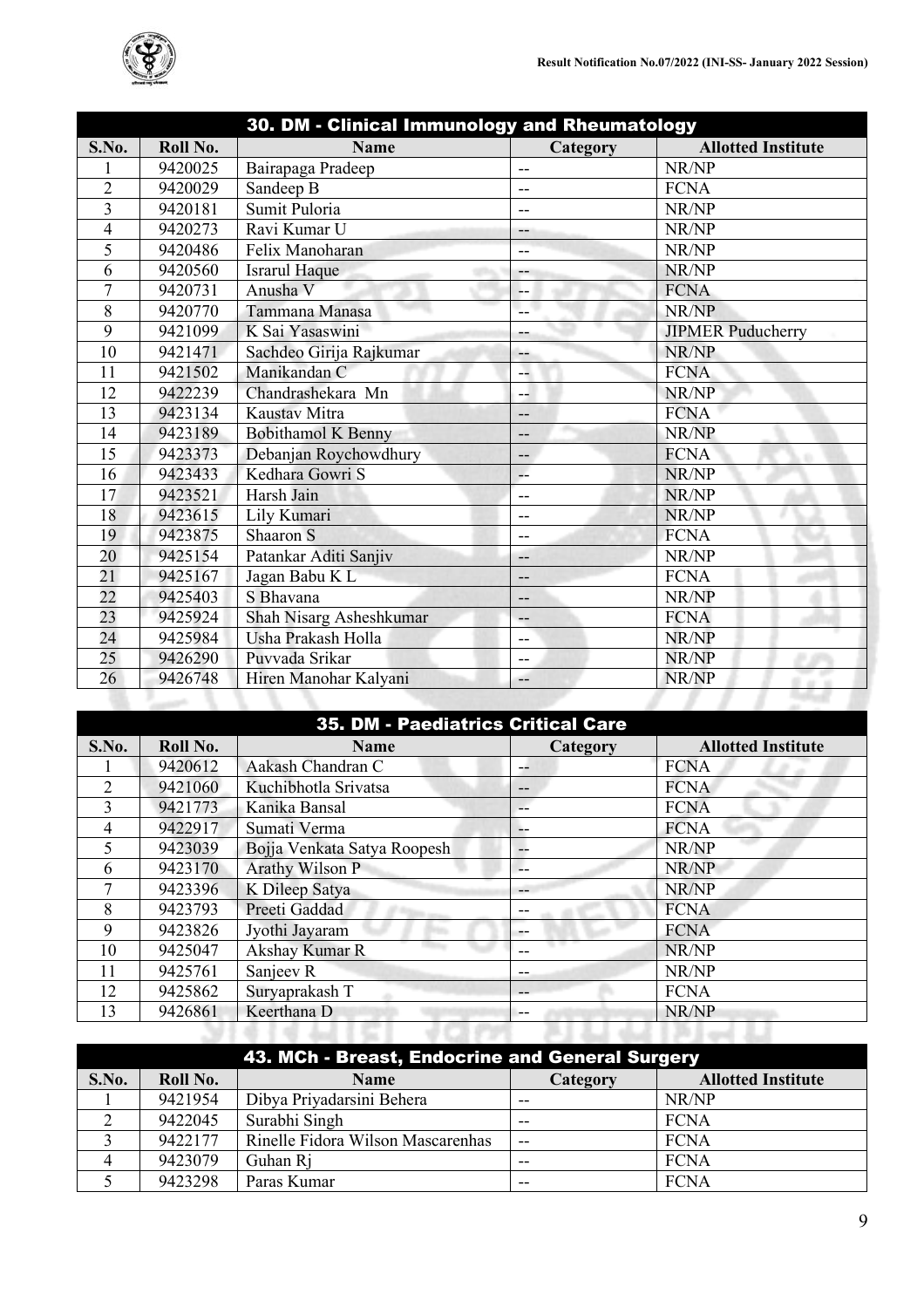## 30. DM - Clinical Immunology and Rheumatology

| S.No. | Roll No. | Name | Category | Allotted Institute |
|---|---|---|---|---|
| 1 | 9420025 | Bairapaga Pradeep | -- | NR/NP |
| 2 | 9420029 | Sandeep B | -- | FCNA |
| 3 | 9420181 | Sumit Puloria | -- | NR/NP |
| 4 | 9420273 | Ravi Kumar U | -- | NR/NP |
| 5 | 9420486 | Felix Manoharan | -- | NR/NP |
| 6 | 9420560 | Israrul Haque | -- | NR/NP |
| 7 | 9420731 | Anusha V | -- | FCNA |
| 8 | 9420770 | Tammana Manasa | -- | NR/NP |
| 9 | 9421099 | K Sai Yasaswini | -- | JIPMER Puducherry |
| 10 | 9421471 | Sachdeo Girija Rajkumar | -- | NR/NP |
| 11 | 9421502 | Manikandan C | -- | FCNA |
| 12 | 9422239 | Chandrashekara Mn | -- | NR/NP |
| 13 | 9423134 | Kaustav Mitra | -- | FCNA |
| 14 | 9423189 | Bobithamol K Benny | -- | NR/NP |
| 15 | 9423373 | Debanjan Roychowdhury | -- | FCNA |
| 16 | 9423433 | Kedhara Gowri S | -- | NR/NP |
| 17 | 9423521 | Harsh Jain | -- | NR/NP |
| 18 | 9423615 | Lily Kumari | -- | NR/NP |
| 19 | 9423875 | Shaaron S | -- | FCNA |
| 20 | 9425154 | Patankar Aditi Sanjiv | -- | NR/NP |
| 21 | 9425167 | Jagan Babu K L | -- | FCNA |
| 22 | 9425403 | S Bhavana | -- | NR/NP |
| 23 | 9425924 | Shah Nisarg Asheshkumar | -- | FCNA |
| 24 | 9425984 | Usha Prakash Holla | -- | NR/NP |
| 25 | 9426290 | Puvvada Srikar | -- | NR/NP |
| 26 | 9426748 | Hiren Manohar Kalyani | -- | NR/NP |

## 35. DM - Paediatrics Critical Care

| S.No. | Roll No. | Name | Category | Allotted Institute |
|---|---|---|---|---|
| 1 | 9420612 | Aakash Chandran C | -- | FCNA |
| 2 | 9421060 | Kuchibhotla Srivatsa | -- | FCNA |
| 3 | 9421773 | Kanika Bansal | -- | FCNA |
| 4 | 9422917 | Sumati Verma | -- | FCNA |
| 5 | 9423039 | Bojja Venkata Satya Roopesh | -- | NR/NP |
| 6 | 9423170 | Arathy Wilson P | -- | NR/NP |
| 7 | 9423396 | K Dileep Satya | -- | NR/NP |
| 8 | 9423793 | Preeti Gaddad | -- | FCNA |
| 9 | 9423826 | Jyothi Jayaram | -- | FCNA |
| 10 | 9425047 | Akshay Kumar R | -- | NR/NP |
| 11 | 9425761 | Sanjeev R | -- | NR/NP |
| 12 | 9425862 | Suryaprakash T | -- | FCNA |
| 13 | 9426861 | Keerthana D | -- | NR/NP |

## 43. MCh - Breast, Endocrine and General Surgery

| S.No. | Roll No. | Name | Category | Allotted Institute |
|---|---|---|---|---|
| 1 | 9421954 | Dibya Priyadarsini Behera | -- | NR/NP |
| 2 | 9422045 | Surabhi Singh | -- | FCNA |
| 3 | 9422177 | Rinelle Fidora Wilson Mascarenhas | -- | FCNA |
| 4 | 9423079 | Guhan Rj | -- | FCNA |
| 5 | 9423298 | Paras Kumar | -- | FCNA |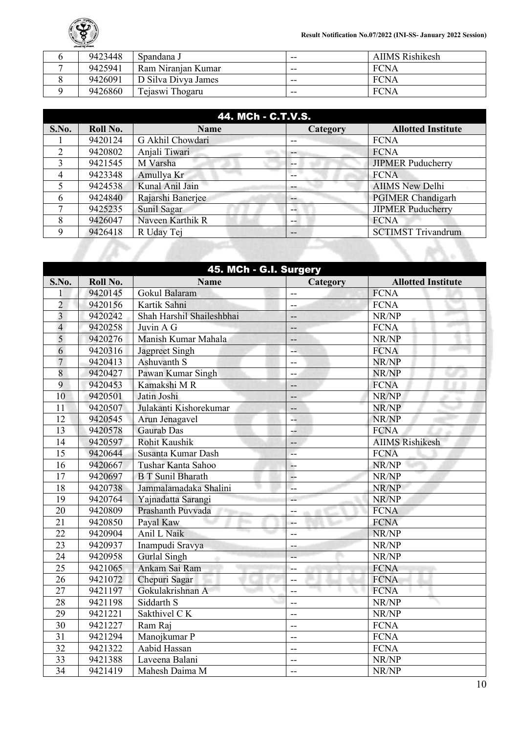| S.No. | Roll No. | Name | Category | Allotted Institute |
|---|---|---|---|---|
| 6 | 9423448 | Spandana J | -- | AIIMS Rishikesh |
| 7 | 9425941 | Ram Niranjan Kumar | -- | FCNA |
| 8 | 9426091 | D Silva Divya James | -- | FCNA |
| 9 | 9426860 | Tejaswi Thogaru | -- | FCNA |

## 44. MCh - C.T.V.S.

| S.No. | Roll No. | Name | Category | Allotted Institute |
|---|---|---|---|---|
| 1 | 9420124 | G Akhil Chowdari | -- | FCNA |
| 2 | 9420802 | Anjali Tiwari | -- | FCNA |
| 3 | 9421545 | M Varsha | -- | JIPMER Puducherry |
| 4 | 9423348 | Amullya Kr | -- | FCNA |
| 5 | 9424538 | Kunal Anil Jain | -- | AIIMS New Delhi |
| 6 | 9424840 | Rajarshi Banerjee | -- | PGIMER Chandigarh |
| 7 | 9425235 | Sunil Sagar | -- | JIPMER Puducherry |
| 8 | 9426047 | Naveen Karthik R | -- | FCNA |
| 9 | 9426418 | R Uday Tej | -- | SCTIMST Trivandrum |

## 45. MCh - G.I. Surgery

| S.No. | Roll No. | Name | Category | Allotted Institute |
|---|---|---|---|---|
| 1 | 9420145 | Gokul Balaram | -- | FCNA |
| 2 | 9420156 | Kartik Sahni | -- | FCNA |
| 3 | 9420242 | Shah Harshil Shaileshbhai | -- | NR/NP |
| 4 | 9420258 | Juvin A G | -- | FCNA |
| 5 | 9420276 | Manish Kumar Mahala | -- | NR/NP |
| 6 | 9420316 | Jagpreet Singh | -- | FCNA |
| 7 | 9420413 | Ashuvanth S | -- | NR/NP |
| 8 | 9420427 | Pawan Kumar Singh | -- | NR/NP |
| 9 | 9420453 | Kamakshi M R | -- | FCNA |
| 10 | 9420501 | Jatin Joshi | -- | NR/NP |
| 11 | 9420507 | Julakanti Kishorekumar | -- | NR/NP |
| 12 | 9420545 | Arun Jenagavel | -- | NR/NP |
| 13 | 9420578 | Gaurab Das | -- | FCNA |
| 14 | 9420597 | Rohit Kaushik | -- | AIIMS Rishikesh |
| 15 | 9420644 | Susanta Kumar Dash | -- | FCNA |
| 16 | 9420667 | Tushar Kanta Sahoo | -- | NR/NP |
| 17 | 9420697 | B T Sunil Bharath | -- | NR/NP |
| 18 | 9420738 | Jammalamadaka Shalini | -- | NR/NP |
| 19 | 9420764 | Yajnadatta Sarangi | -- | NR/NP |
| 20 | 9420809 | Prashanth Puvvada | -- | FCNA |
| 21 | 9420850 | Payal Kaw | -- | FCNA |
| 22 | 9420904 | Anil L Naik | -- | NR/NP |
| 23 | 9420937 | Inampudi Sravya | -- | NR/NP |
| 24 | 9420958 | Gurlal Singh | -- | NR/NP |
| 25 | 9421065 | Ankam Sai Ram | -- | FCNA |
| 26 | 9421072 | Chepuri Sagar | -- | FCNA |
| 27 | 9421197 | Gokulakrishnan A | -- | FCNA |
| 28 | 9421198 | Siddarth S | -- | NR/NP |
| 29 | 9421221 | Sakthivel C K | -- | NR/NP |
| 30 | 9421227 | Ram Raj | -- | FCNA |
| 31 | 9421294 | Manojkumar P | -- | FCNA |
| 32 | 9421322 | Aabid Hassan | -- | FCNA |
| 33 | 9421388 | Laveena Balani | -- | NR/NP |
| 34 | 9421419 | Mahesh Daima M | -- | NR/NP |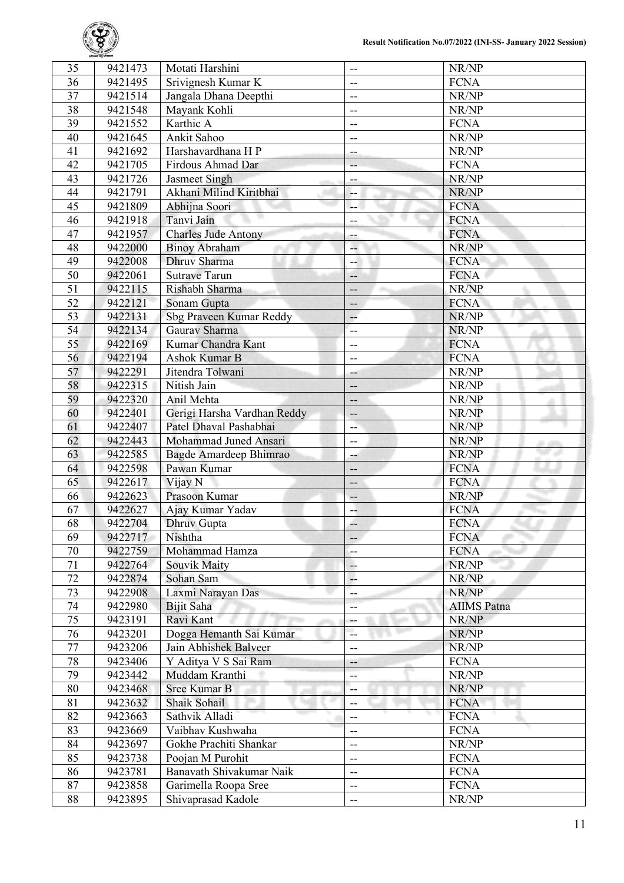| 35 | 9421473 | Motati Harshini | -- | NR/NP |
|---|---|---|---|---|
| 36 | 9421495 | Srivignesh Kumar K | -- | FCNA |
| 37 | 9421514 | Jangala Dhana Deepthi | -- | NR/NP |
| 38 | 9421548 | Mayank Kohli | -- | NR/NP |
| 39 | 9421552 | Karthic A | -- | FCNA |
| 40 | 9421645 | Ankit Sahoo | -- | NR/NP |
| 41 | 9421692 | Harshavardhana H P | -- | NR/NP |
| 42 | 9421705 | Firdous Ahmad Dar | -- | FCNA |
| 43 | 9421726 | Jasmeet Singh | -- | NR/NP |
| 44 | 9421791 | Akhani Milind Kiritbhai | -- | NR/NP |
| 45 | 9421809 | Abhijna Soori | -- | FCNA |
| 46 | 9421918 | Tanvi Jain | -- | FCNA |
| 47 | 9421957 | Charles Jude Antony | -- | FCNA |
| 48 | 9422000 | Binoy Abraham | -- | NR/NP |
| 49 | 9422008 | Dhruv Sharma | -- | FCNA |
| 50 | 9422061 | Sutrave Tarun | -- | FCNA |
| 51 | 9422115 | Rishabh Sharma | -- | NR/NP |
| 52 | 9422121 | Sonam Gupta | -- | FCNA |
| 53 | 9422131 | Sbg Praveen Kumar Reddy | -- | NR/NP |
| 54 | 9422134 | Gaurav Sharma | -- | NR/NP |
| 55 | 9422169 | Kumar Chandra Kant | -- | FCNA |
| 56 | 9422194 | Ashok Kumar B | -- | FCNA |
| 57 | 9422291 | Jitendra Tolwani | -- | NR/NP |
| 58 | 9422315 | Nitish Jain | -- | NR/NP |
| 59 | 9422320 | Anil Mehta | -- | NR/NP |
| 60 | 9422401 | Gerigi Harsha Vardhan Reddy | -- | NR/NP |
| 61 | 9422407 | Patel Dhaval Pashabhai | -- | NR/NP |
| 62 | 9422443 | Mohammad Juned Ansari | -- | NR/NP |
| 63 | 9422585 | Bagde Amardeep Bhimrao | -- | NR/NP |
| 64 | 9422598 | Pawan Kumar | -- | FCNA |
| 65 | 9422617 | Vijay N | -- | FCNA |
| 66 | 9422623 | Prasoon Kumar | -- | NR/NP |
| 67 | 9422627 | Ajay Kumar Yadav | -- | FCNA |
| 68 | 9422704 | Dhruv Gupta | -- | FCNA |
| 69 | 9422717 | Nishtha | -- | FCNA |
| 70 | 9422759 | Mohammad Hamza | -- | FCNA |
| 71 | 9422764 | Souvik Maity | -- | NR/NP |
| 72 | 9422874 | Sohan Sam | -- | NR/NP |
| 73 | 9422908 | Laxmi Narayan Das | -- | NR/NP |
| 74 | 9422980 | Bijit Saha | -- | AIIMS Patna |
| 75 | 9423191 | Ravi Kant | -- | NR/NP |
| 76 | 9423201 | Dogga Hemanth Sai Kumar | -- | NR/NP |
| 77 | 9423206 | Jain Abhishek Balveer | -- | NR/NP |
| 78 | 9423406 | Y Aditya V S Sai Ram | -- | FCNA |
| 79 | 9423442 | Muddam Kranthi | -- | NR/NP |
| 80 | 9423468 | Sree Kumar B | -- | NR/NP |
| 81 | 9423632 | Shaik Sohail | -- | FCNA |
| 82 | 9423663 | Sathvik Alladi | -- | FCNA |
| 83 | 9423669 | Vaibhav Kushwaha | -- | FCNA |
| 84 | 9423697 | Gokhe Prachiti Shankar | -- | NR/NP |
| 85 | 9423738 | Poojan M Purohit | -- | FCNA |
| 86 | 9423781 | Banavath Shivakumar Naik | -- | FCNA |
| 87 | 9423858 | Garimella Roopa Sree | -- | FCNA |
| 88 | 9423895 | Shivaprasad Kadole | -- | NR/NP |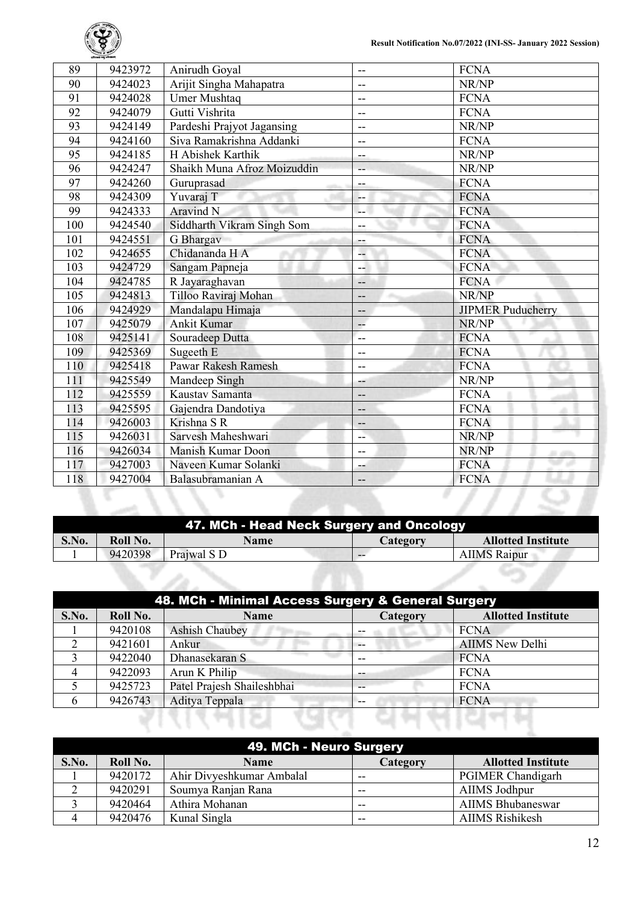| 89 | 9423972 | Anirudh Goyal | -- | FCNA |
|---|---|---|---|---|
| 90 | 9424023 | Arijit Singha Mahapatra | -- | NR/NP |
| 91 | 9424028 | Umer Mushtaq | -- | FCNA |
| 92 | 9424079 | Gutti Vishrita | -- | FCNA |
| 93 | 9424149 | Pardeshi Prajyot Jagansing | -- | NR/NP |
| 94 | 9424160 | Siva Ramakrishna Addanki | -- | FCNA |
| 95 | 9424185 | H Abishek Karthik | -- | NR/NP |
| 96 | 9424247 | Shaikh Muna Afroz Moizuddin | -- | NR/NP |
| 97 | 9424260 | Guruprasad | -- | FCNA |
| 98 | 9424309 | Yuvaraj T | -- | FCNA |
| 99 | 9424333 | Aravind N | -- | FCNA |
| 100 | 9424540 | Siddharth Vikram Singh Som | -- | FCNA |
| 101 | 9424551 | G Bhargav | -- | FCNA |
| 102 | 9424655 | Chidananda H A | -- | FCNA |
| 103 | 9424729 | Sangam Papneja | -- | FCNA |
| 104 | 9424785 | R Jayaraghavan | -- | FCNA |
| 105 | 9424813 | Tilloo Raviraj Mohan | -- | NR/NP |
| 106 | 9424929 | Mandalapu Himaja | -- | JIPMER Puducherry |
| 107 | 9425079 | Ankit Kumar | -- | NR/NP |
| 108 | 9425141 | Souradeep Dutta | -- | FCNA |
| 109 | 9425369 | Sugeeth E | -- | FCNA |
| 110 | 9425418 | Pawar Rakesh Ramesh | -- | FCNA |
| 111 | 9425549 | Mandeep Singh | -- | NR/NP |
| 112 | 9425559 | Kaustav Samanta | -- | FCNA |
| 113 | 9425595 | Gajendra Dandotiya | -- | FCNA |
| 114 | 9426003 | Krishna S R | -- | FCNA |
| 115 | 9426031 | Sarvesh Maheshwari | -- | NR/NP |
| 116 | 9426034 | Manish Kumar Doon | -- | NR/NP |
| 117 | 9427003 | Naveen Kumar Solanki | -- | FCNA |
| 118 | 9427004 | Balasubramanian A | -- | FCNA |

## 47. MCh - Head Neck Surgery and Oncology

| S.No. | Roll No. | Name | Category | Allotted Institute |
|---|---|---|---|---|
| 1 | 9420398 | Prajwal S D | -- | AIIMS Raipur |

## 48. MCh - Minimal Access Surgery & General Surgery

| S.No. | Roll No. | Name | Category | Allotted Institute |
|---|---|---|---|---|
| 1 | 9420108 | Ashish Chaubey | -- | FCNA |
| 2 | 9421601 | Ankur | -- | AIIMS New Delhi |
| 3 | 9422040 | Dhanasekaran S | -- | FCNA |
| 4 | 9422093 | Arun K Philip | -- | FCNA |
| 5 | 9425723 | Patel Prajesh Shaileshbhai | -- | FCNA |
| 6 | 9426743 | Aditya Teppala | -- | FCNA |

## 49. MCh - Neuro Surgery

| S.No. | Roll No. | Name | Category | Allotted Institute |
|---|---|---|---|---|
| 1 | 9420172 | Ahir Divyeshkumar Ambalal | -- | PGIMER Chandigarh |
| 2 | 9420291 | Soumya Ranjan Rana | -- | AIIMS Jodhpur |
| 3 | 9420464 | Athira Mohanan | -- | AIIMS Bhubaneswar |
| 4 | 9420476 | Kunal Singla | -- | AIIMS Rishikesh |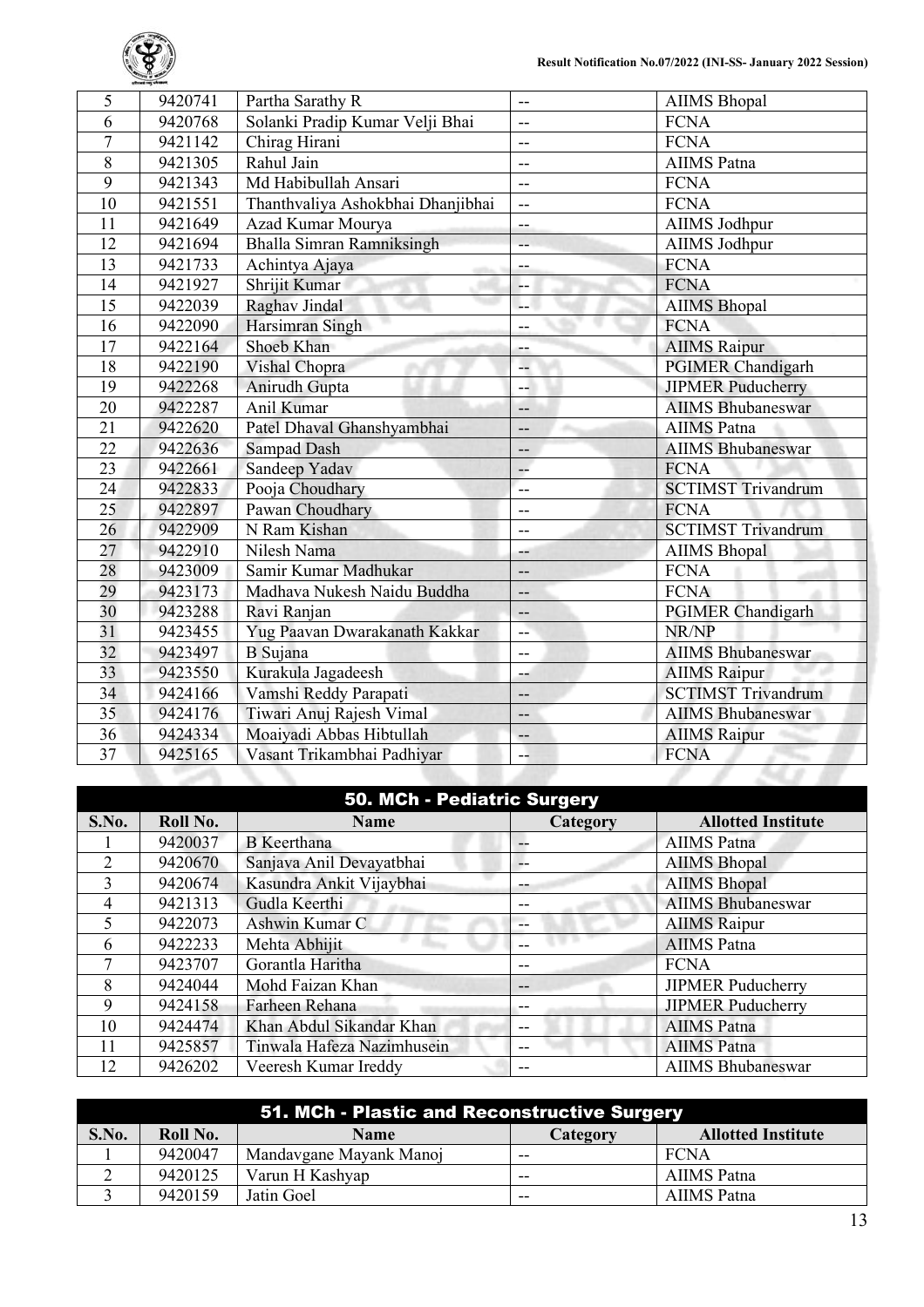| 5 | 9420741 | Partha Sarathy R | -- | AIIMS Bhopal |
|---|---|---|---|---|
| 6 | 9420768 | Solanki Pradip Kumar Velji Bhai | -- | FCNA |
| 7 | 9421142 | Chirag Hirani | -- | FCNA |
| 8 | 9421305 | Rahul Jain | -- | AIIMS Patna |
| 9 | 9421343 | Md Habibullah Ansari | -- | FCNA |
| 10 | 9421551 | Thanthvaliya Ashokbhai Dhanjibhai | -- | FCNA |
| 11 | 9421649 | Azad Kumar Mourya | -- | AIIMS Jodhpur |
| 12 | 9421694 | Bhalla Simran Ramniksingh | -- | AIIMS Jodhpur |
| 13 | 9421733 | Achintya Ajaya | -- | FCNA |
| 14 | 9421927 | Shrijit Kumar | -- | FCNA |
| 15 | 9422039 | Raghav Jindal | -- | AIIMS Bhopal |
| 16 | 9422090 | Harsimran Singh | -- | FCNA |
| 17 | 9422164 | Shoeb Khan | -- | AIIMS Raipur |
| 18 | 9422190 | Vishal Chopra | -- | PGIMER Chandigarh |
| 19 | 9422268 | Anirudh Gupta | -- | JIPMER Puducherry |
| 20 | 9422287 | Anil Kumar | -- | AIIMS Bhubaneswar |
| 21 | 9422620 | Patel Dhaval Ghanshyambhai | -- | AIIMS Patna |
| 22 | 9422636 | Sampad Dash | -- | AIIMS Bhubaneswar |
| 23 | 9422661 | Sandeep Yadav | -- | FCNA |
| 24 | 9422833 | Pooja Choudhary | -- | SCTIMST Trivandrum |
| 25 | 9422897 | Pawan Choudhary | -- | FCNA |
| 26 | 9422909 | N Ram Kishan | -- | SCTIMST Trivandrum |
| 27 | 9422910 | Nilesh Nama | -- | AIIMS Bhopal |
| 28 | 9423009 | Samir Kumar Madhukar | -- | FCNA |
| 29 | 9423173 | Madhava Nukesh Naidu Buddha | -- | FCNA |
| 30 | 9423288 | Ravi Ranjan | -- | PGIMER Chandigarh |
| 31 | 9423455 | Yug Paavan Dwarakanath Kakkar | -- | NR/NP |
| 32 | 9423497 | B Sujana | -- | AIIMS Bhubaneswar |
| 33 | 9423550 | Kurakula Jagadeesh | -- | AIIMS Raipur |
| 34 | 9424166 | Vamshi Reddy Parapati | -- | SCTIMST Trivandrum |
| 35 | 9424176 | Tiwari Anuj Rajesh Vimal | -- | AIIMS Bhubaneswar |
| 36 | 9424334 | Moaiyadi Abbas Hibtullah | -- | AIIMS Raipur |
| 37 | 9425165 | Vasant Trikambhai Padhiyar | -- | FCNA |

## 50. MCh - Pediatric Surgery

| S.No. | Roll No. | Name | Category | Allotted Institute |
|---|---|---|---|---|
| 1 | 9420037 | B Keerthana | -- | AIIMS Patna |
| 2 | 9420670 | Sanjava Anil Devayatbhai | -- | AIIMS Bhopal |
| 3 | 9420674 | Kasundra Ankit Vijaybhai | -- | AIIMS Bhopal |
| 4 | 9421313 | Gudla Keerthi | -- | AIIMS Bhubaneswar |
| 5 | 9422073 | Ashwin Kumar C | -- | AIIMS Raipur |
| 6 | 9422233 | Mehta Abhijit | -- | AIIMS Patna |
| 7 | 9423707 | Gorantla Haritha | -- | FCNA |
| 8 | 9424044 | Mohd Faizan Khan | -- | JIPMER Puducherry |
| 9 | 9424158 | Farheen Rehana | -- | JIPMER Puducherry |
| 10 | 9424474 | Khan Abdul Sikandar Khan | -- | AIIMS Patna |
| 11 | 9425857 | Tinwala Hafeza Nazimhusein | -- | AIIMS Patna |
| 12 | 9426202 | Veeresh Kumar Ireddy | -- | AIIMS Bhubaneswar |

## 51. MCh - Plastic and Reconstructive Surgery

| S.No. | Roll No. | Name | Category | Allotted Institute |
|---|---|---|---|---|
| 1 | 9420047 | Mandavgane Mayank Manoj | -- | FCNA |
| 2 | 9420125 | Varun H Kashyap | -- | AIIMS Patna |
| 3 | 9420159 | Jatin Goel | -- | AIIMS Patna |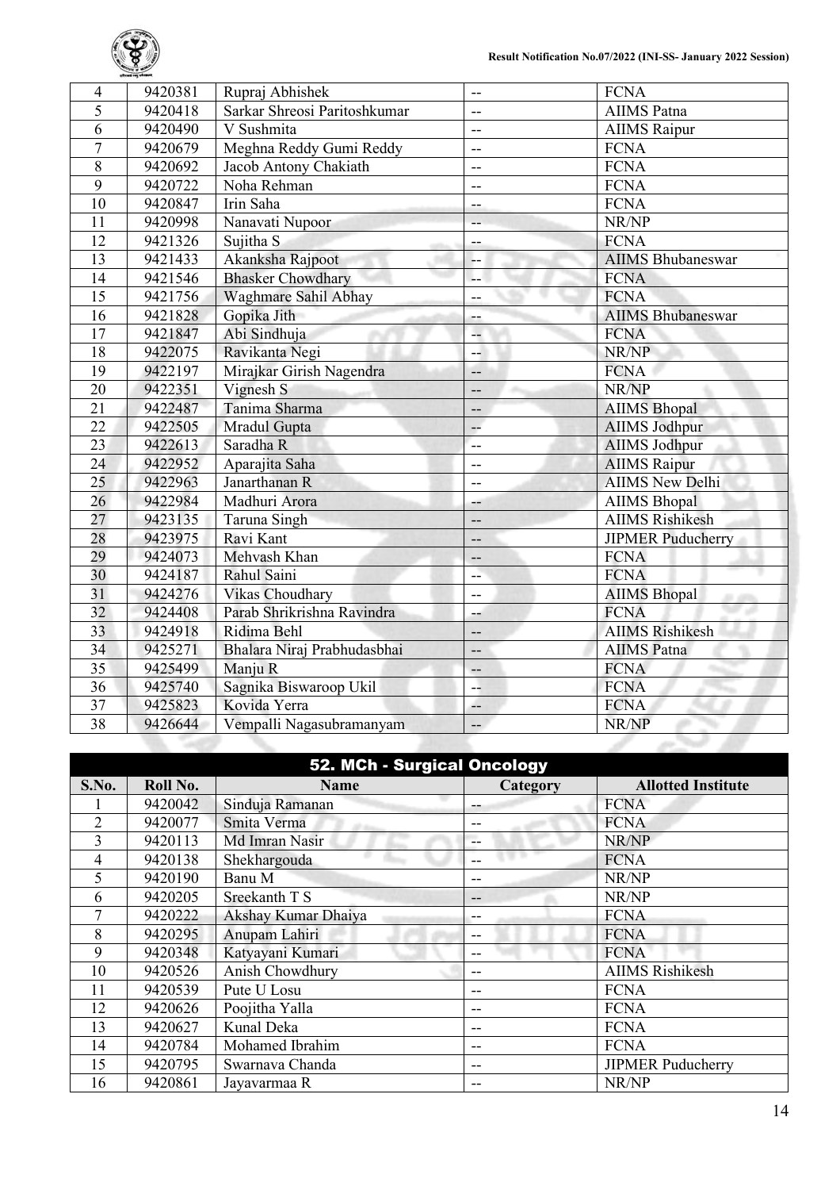| S.No. | Roll No. | Name | Category | Allotted Institute |
|---|---|---|---|---|
| 4 | 9420381 | Rupraj Abhishek | -- | FCNA |
| 5 | 9420418 | Sarkar Shreosi Paritoshkumar | -- | AIIMS Patna |
| 6 | 9420490 | V Sushmita | -- | AIIMS Raipur |
| 7 | 9420679 | Meghna Reddy Gumi Reddy | -- | FCNA |
| 8 | 9420692 | Jacob Antony Chakiath | -- | FCNA |
| 9 | 9420722 | Noha Rehman | -- | FCNA |
| 10 | 9420847 | Irin Saha | -- | FCNA |
| 11 | 9420998 | Nanavati Nupoor | -- | NR/NP |
| 12 | 9421326 | Sujitha S | -- | FCNA |
| 13 | 9421433 | Akanksha Rajpoot | -- | AIIMS Bhubaneswar |
| 14 | 9421546 | Bhasker Chowdhary | -- | FCNA |
| 15 | 9421756 | Waghmare Sahil Abhay | -- | FCNA |
| 16 | 9421828 | Gopika Jith | -- | AIIMS Bhubaneswar |
| 17 | 9421847 | Abi Sindhuja | -- | FCNA |
| 18 | 9422075 | Ravikanta Negi | -- | NR/NP |
| 19 | 9422197 | Mirajkar Girish Nagendra | -- | FCNA |
| 20 | 9422351 | Vignesh S | -- | NR/NP |
| 21 | 9422487 | Tanima Sharma | -- | AIIMS Bhopal |
| 22 | 9422505 | Mradul Gupta | -- | AIIMS Jodhpur |
| 23 | 9422613 | Saradha R | -- | AIIMS Jodhpur |
| 24 | 9422952 | Aparajita Saha | -- | AIIMS Raipur |
| 25 | 9422963 | Janarthanan R | -- | AIIMS New Delhi |
| 26 | 9422984 | Madhuri Arora | -- | AIIMS Bhopal |
| 27 | 9423135 | Taruna Singh | -- | AIIMS Rishikesh |
| 28 | 9423975 | Ravi Kant | -- | JIPMER Puducherry |
| 29 | 9424073 | Mehvash Khan | -- | FCNA |
| 30 | 9424187 | Rahul Saini | -- | FCNA |
| 31 | 9424276 | Vikas Choudhary | -- | AIIMS Bhopal |
| 32 | 9424408 | Parab Shrikrishna Ravindra | -- | FCNA |
| 33 | 9424918 | Ridima Behl | -- | AIIMS Rishikesh |
| 34 | 9425271 | Bhalara Niraj Prabhudasbhai | -- | AIIMS Patna |
| 35 | 9425499 | Manju R | -- | FCNA |
| 36 | 9425740 | Sagnika Biswaroop Ukil | -- | FCNA |
| 37 | 9425823 | Kovida Yerra | -- | FCNA |
| 38 | 9426644 | Vempalli Nagasubramanyam | -- | NR/NP |

## 52. MCh - Surgical Oncology

| S.No. | Roll No. | Name | Category | Allotted Institute |
|---|---|---|---|---|
| 1 | 9420042 | Sinduja Ramanan | -- | FCNA |
| 2 | 9420077 | Smita Verma | -- | FCNA |
| 3 | 9420113 | Md Imran Nasir | -- | NR/NP |
| 4 | 9420138 | Shekhargouda | -- | FCNA |
| 5 | 9420190 | Banu M | -- | NR/NP |
| 6 | 9420205 | Sreekanth T S | -- | NR/NP |
| 7 | 9420222 | Akshay Kumar Dhaiya | -- | FCNA |
| 8 | 9420295 | Anupam Lahiri | -- | FCNA |
| 9 | 9420348 | Katyayani Kumari | -- | FCNA |
| 10 | 9420526 | Anish Chowdhury | -- | AIIMS Rishikesh |
| 11 | 9420539 | Pute U Losu | -- | FCNA |
| 12 | 9420626 | Poojitha Yalla | -- | FCNA |
| 13 | 9420627 | Kunal Deka | -- | FCNA |
| 14 | 9420784 | Mohamed Ibrahim | -- | FCNA |
| 15 | 9420795 | Swarnava Chanda | -- | JIPMER Puducherry |
| 16 | 9420861 | Jayavarmaa R | -- | NR/NP |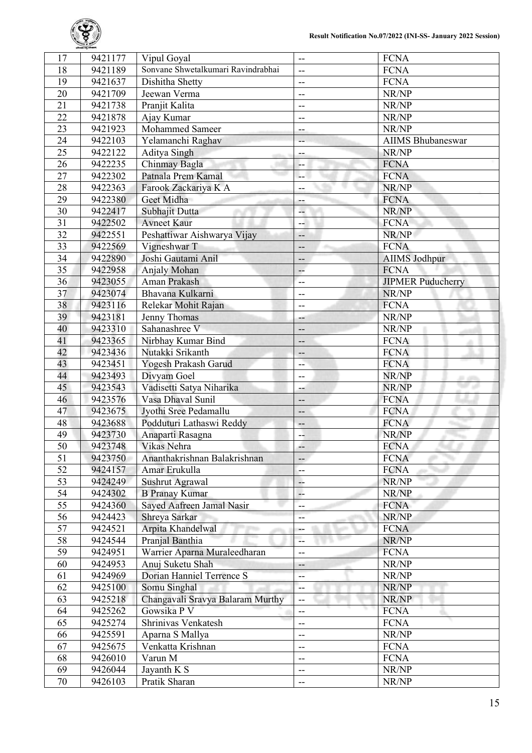| 17 | 9421177 | Vipul Goyal | -- | FCNA |
|---|---|---|---|---|
| 18 | 9421189 | Sonvane Shwetalkumari Ravindrabhai | -- | FCNA |
| 19 | 9421637 | Dishitha Shetty | -- | FCNA |
| 20 | 9421709 | Jeewan Verma | -- | NR/NP |
| 21 | 9421738 | Pranjit Kalita | -- | NR/NP |
| 22 | 9421878 | Ajay Kumar | -- | NR/NP |
| 23 | 9421923 | Mohammed Sameer | -- | NR/NP |
| 24 | 9422103 | Yelamanchi Raghav | -- | AIIMS Bhubaneswar |
| 25 | 9422122 | Aditya Singh | -- | NR/NP |
| 26 | 9422235 | Chinmay Bagla | -- | FCNA |
| 27 | 9422302 | Patnala Prem Kamal | -- | FCNA |
| 28 | 9422363 | Farook Zackariya K A | -- | NR/NP |
| 29 | 9422380 | Geet Midha | -- | FCNA |
| 30 | 9422417 | Subhajit Dutta | -- | NR/NP |
| 31 | 9422502 | Avneet Kaur | -- | FCNA |
| 32 | 9422551 | Peshattiwar Aishwarya Vijay | -- | NR/NP |
| 33 | 9422569 | Vigneshwar T | -- | FCNA |
| 34 | 9422890 | Joshi Gautami Anil | -- | AIIMS Jodhpur |
| 35 | 9422958 | Anjaly Mohan | -- | FCNA |
| 36 | 9423055 | Aman Prakash | -- | JIPMER Puducherry |
| 37 | 9423074 | Bhavana Kulkarni | -- | NR/NP |
| 38 | 9423116 | Relekar Mohit Rajan | -- | FCNA |
| 39 | 9423181 | Jenny Thomas | -- | NR/NP |
| 40 | 9423310 | Sahanashree V | -- | NR/NP |
| 41 | 9423365 | Nirbhay Kumar Bind | -- | FCNA |
| 42 | 9423436 | Nutakki Srikanth | -- | FCNA |
| 43 | 9423451 | Yogesh Prakash Garud | -- | FCNA |
| 44 | 9423493 | Divyam Goel | -- | NR/NP |
| 45 | 9423543 | Vadisetti Satya Niharika | -- | NR/NP |
| 46 | 9423576 | Vasa Dhaval Sunil | -- | FCNA |
| 47 | 9423675 | Jyothi Sree Pedamallu | -- | FCNA |
| 48 | 9423688 | Podduturi Lathaswi Reddy | -- | FCNA |
| 49 | 9423730 | Anaparti Rasagna | -- | NR/NP |
| 50 | 9423748 | Vikas Nehra | -- | FCNA |
| 51 | 9423750 | Ananthakrishnan Balakrishnan | -- | FCNA |
| 52 | 9424157 | Amar Erukulla | -- | FCNA |
| 53 | 9424249 | Sushrut Agrawal | -- | NR/NP |
| 54 | 9424302 | B Pranay Kumar | -- | NR/NP |
| 55 | 9424360 | Sayed Aafreen Jamal Nasir | -- | FCNA |
| 56 | 9424423 | Shreya Sarkar | -- | NR/NP |
| 57 | 9424521 | Arpita Khandelwal | -- | FCNA |
| 58 | 9424544 | Pranjal Banthia | -- | NR/NP |
| 59 | 9424951 | Warrier Aparna Muraleedharan | -- | FCNA |
| 60 | 9424953 | Anuj Suketu Shah | -- | NR/NP |
| 61 | 9424969 | Dorian Hanniel Terrence S | -- | NR/NP |
| 62 | 9425100 | Somu Singhal | -- | NR/NP |
| 63 | 9425218 | Changavali Sravya Balaram Murthy | -- | NR/NP |
| 64 | 9425262 | Gowsika P V | -- | FCNA |
| 65 | 9425274 | Shrinivas Venkatesh | -- | FCNA |
| 66 | 9425591 | Aparna S Mallya | -- | NR/NP |
| 67 | 9425675 | Venkatta Krishnan | -- | FCNA |
| 68 | 9426010 | Varun M | -- | FCNA |
| 69 | 9426044 | Jayanth K S | -- | NR/NP |
| 70 | 9426103 | Pratik Sharan | -- | NR/NP |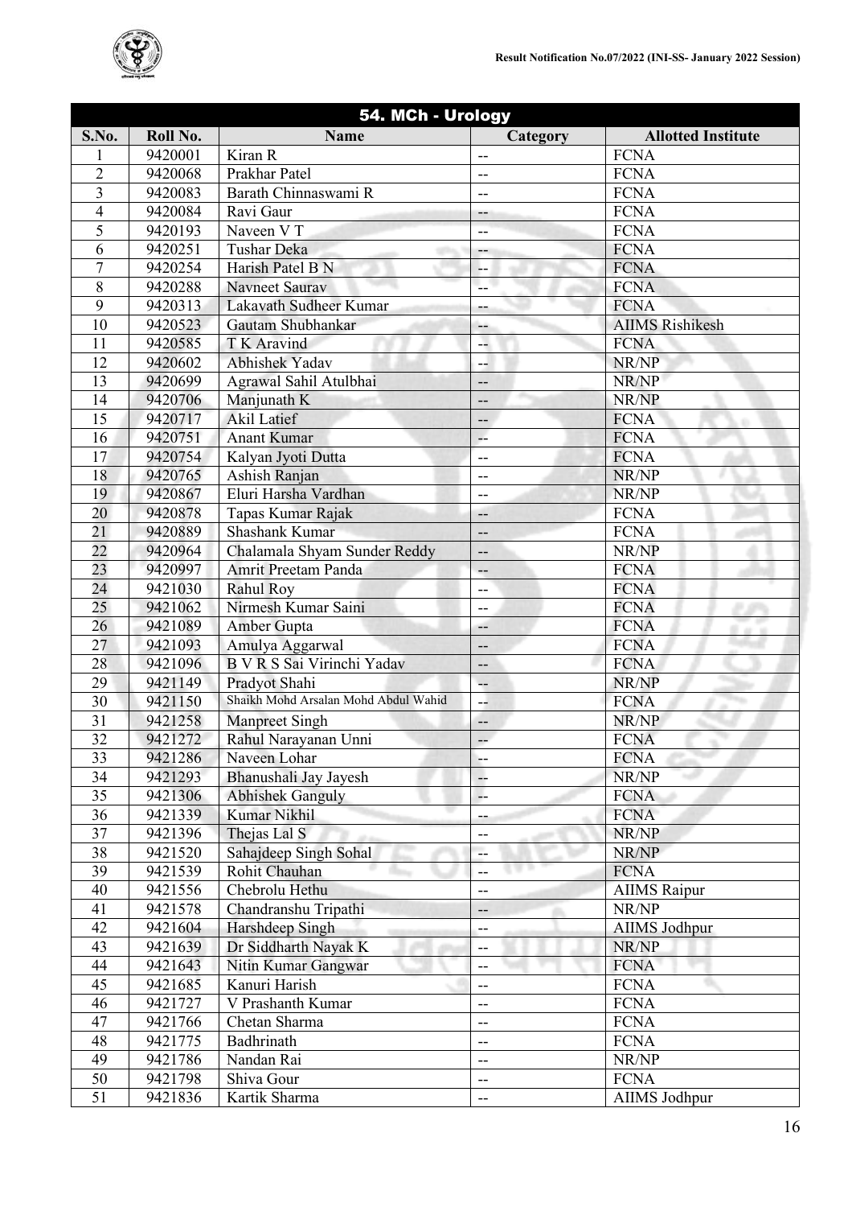| 54. MCh - Urology | | | | |
|---|---|---|---|---|
| S.No. | Roll No. | Name | Category | Allotted Institute |
| 1 | 9420001 | Kiran R | -- | FCNA |
| 2 | 9420068 | Prakhar Patel | -- | FCNA |
| 3 | 9420083 | Barath Chinnaswami R | -- | FCNA |
| 4 | 9420084 | Ravi Gaur | -- | FCNA |
| 5 | 9420193 | Naveen V T | -- | FCNA |
| 6 | 9420251 | Tushar Deka | -- | FCNA |
| 7 | 9420254 | Harish Patel B N | -- | FCNA |
| 8 | 9420288 | Navneet Saurav | -- | FCNA |
| 9 | 9420313 | Lakavath Sudheer Kumar | -- | FCNA |
| 10 | 9420523 | Gautam Shubhankar | -- | AIIMS Rishikesh |
| 11 | 9420585 | T K Aravind | -- | FCNA |
| 12 | 9420602 | Abhishek Yadav | -- | NR/NP |
| 13 | 9420699 | Agrawal Sahil Atulbhai | -- | NR/NP |
| 14 | 9420706 | Manjunath K | -- | NR/NP |
| 15 | 9420717 | Akil Latief | -- | FCNA |
| 16 | 9420751 | Anant Kumar | -- | FCNA |
| 17 | 9420754 | Kalyan Jyoti Dutta | -- | FCNA |
| 18 | 9420765 | Ashish Ranjan | -- | NR/NP |
| 19 | 9420867 | Eluri Harsha Vardhan | -- | NR/NP |
| 20 | 9420878 | Tapas Kumar Rajak | -- | FCNA |
| 21 | 9420889 | Shashank Kumar | -- | FCNA |
| 22 | 9420964 | Chalamala Shyam Sunder Reddy | -- | NR/NP |
| 23 | 9420997 | Amrit Preetam Panda | -- | FCNA |
| 24 | 9421030 | Rahul Roy | -- | FCNA |
| 25 | 9421062 | Nirmesh Kumar Saini | -- | FCNA |
| 26 | 9421089 | Amber Gupta | -- | FCNA |
| 27 | 9421093 | Amulya Aggarwal | -- | FCNA |
| 28 | 9421096 | B V R S Sai Virinchi Yadav | -- | FCNA |
| 29 | 9421149 | Pradyot Shahi | -- | NR/NP |
| 30 | 9421150 | Shaikh Mohd Arsalan Mohd Abdul Wahid | -- | FCNA |
| 31 | 9421258 | Manpreet Singh | -- | NR/NP |
| 32 | 9421272 | Rahul Narayanan Unni | -- | FCNA |
| 33 | 9421286 | Naveen Lohar | -- | FCNA |
| 34 | 9421293 | Bhanushali Jay Jayesh | -- | NR/NP |
| 35 | 9421306 | Abhishek Ganguly | -- | FCNA |
| 36 | 9421339 | Kumar Nikhil | -- | FCNA |
| 37 | 9421396 | Thejas Lal S | -- | NR/NP |
| 38 | 9421520 | Sahajdeep Singh Sohal | -- | NR/NP |
| 39 | 9421539 | Rohit Chauhan | -- | FCNA |
| 40 | 9421556 | Chebrolu Hethu | -- | AIIMS Raipur |
| 41 | 9421578 | Chandranshu Tripathi | -- | NR/NP |
| 42 | 9421604 | Harshdeep Singh | -- | AIIMS Jodhpur |
| 43 | 9421639 | Dr Siddharth Nayak K | -- | NR/NP |
| 44 | 9421643 | Nitin Kumar Gangwar | -- | FCNA |
| 45 | 9421685 | Kanuri Harish | -- | FCNA |
| 46 | 9421727 | V Prashanth Kumar | -- | FCNA |
| 47 | 9421766 | Chetan Sharma | -- | FCNA |
| 48 | 9421775 | Badhrinath | -- | FCNA |
| 49 | 9421786 | Nandan Rai | -- | NR/NP |
| 50 | 9421798 | Shiva Gour | -- | FCNA |
| 51 | 9421836 | Kartik Sharma | -- | AIIMS Jodhpur |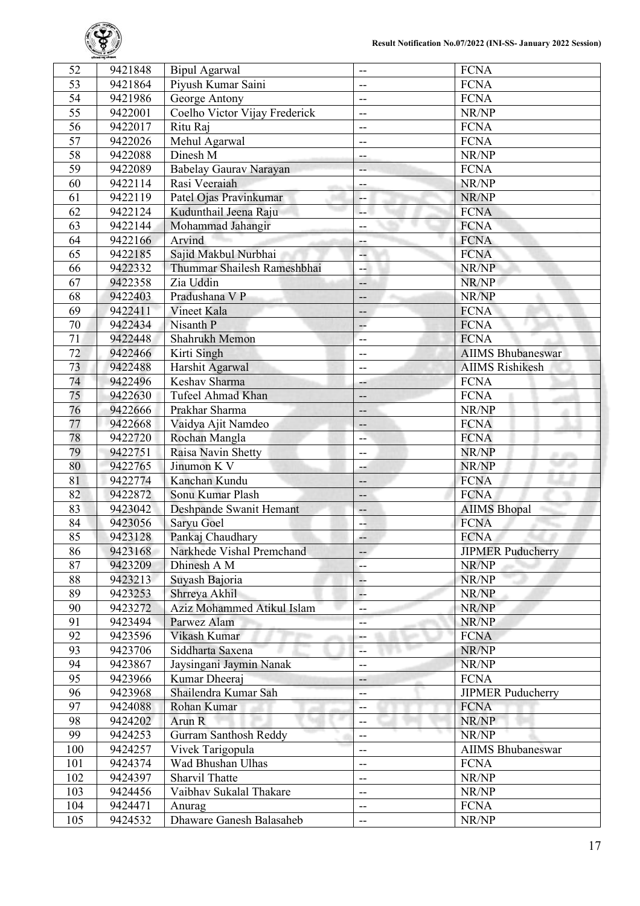| 52 | 9421848 | Bipul Agarwal | -- | FCNA |
|---|---|---|---|---|
| 53 | 9421864 | Piyush Kumar Saini | -- | FCNA |
| 54 | 9421986 | George Antony | -- | FCNA |
| 55 | 9422001 | Coelho Victor Vijay Frederick | -- | NR/NP |
| 56 | 9422017 | Ritu Raj | -- | FCNA |
| 57 | 9422026 | Mehul Agarwal | -- | FCNA |
| 58 | 9422088 | Dinesh M | -- | NR/NP |
| 59 | 9422089 | Babelay Gaurav Narayan | -- | FCNA |
| 60 | 9422114 | Rasi Veeraiah | -- | NR/NP |
| 61 | 9422119 | Patel Ojas Pravinkumar | -- | NR/NP |
| 62 | 9422124 | Kudunthail Jeena Raju | -- | FCNA |
| 63 | 9422144 | Mohammad Jahangir | -- | FCNA |
| 64 | 9422166 | Arvind | -- | FCNA |
| 65 | 9422185 | Sajid Makbul Nurbhai | -- | FCNA |
| 66 | 9422332 | Thummar Shailesh Rameshbhai | -- | NR/NP |
| 67 | 9422358 | Zia Uddin | -- | NR/NP |
| 68 | 9422403 | Pradushana V P | -- | NR/NP |
| 69 | 9422411 | Vineet Kala | -- | FCNA |
| 70 | 9422434 | Nisanth P | -- | FCNA |
| 71 | 9422448 | Shahrukh Memon | -- | FCNA |
| 72 | 9422466 | Kirti Singh | -- | AIIMS Bhubaneswar |
| 73 | 9422488 | Harshit Agarwal | -- | AIIMS Rishikesh |
| 74 | 9422496 | Keshav Sharma | -- | FCNA |
| 75 | 9422630 | Tufeel Ahmad Khan | -- | FCNA |
| 76 | 9422666 | Prakhar Sharma | -- | NR/NP |
| 77 | 9422668 | Vaidya Ajit Namdeo | -- | FCNA |
| 78 | 9422720 | Rochan Mangla | -- | FCNA |
| 79 | 9422751 | Raisa Navin Shetty | -- | NR/NP |
| 80 | 9422765 | Jinumon K V | -- | NR/NP |
| 81 | 9422774 | Kanchan Kundu | -- | FCNA |
| 82 | 9422872 | Sonu Kumar Plash | -- | FCNA |
| 83 | 9423042 | Deshpande Swanit Hemant | -- | AIIMS Bhopal |
| 84 | 9423056 | Saryu Goel | -- | FCNA |
| 85 | 9423128 | Pankaj Chaudhary | -- | FCNA |
| 86 | 9423168 | Narkhede Vishal Premchand | -- | JIPMER Puducherry |
| 87 | 9423209 | Dhinesh A M | -- | NR/NP |
| 88 | 9423213 | Suyash Bajoria | -- | NR/NP |
| 89 | 9423253 | Shrreya Akhil | -- | NR/NP |
| 90 | 9423272 | Aziz Mohammed Atikul Islam | -- | NR/NP |
| 91 | 9423494 | Parwez Alam | -- | NR/NP |
| 92 | 9423596 | Vikash Kumar | -- | FCNA |
| 93 | 9423706 | Siddharta Saxena | -- | NR/NP |
| 94 | 9423867 | Jaysingani Jaymin Nanak | -- | NR/NP |
| 95 | 9423966 | Kumar Dheeraj | -- | FCNA |
| 96 | 9423968 | Shailendra Kumar Sah | -- | JIPMER Puducherry |
| 97 | 9424088 | Rohan Kumar | -- | FCNA |
| 98 | 9424202 | Arun R | -- | NR/NP |
| 99 | 9424253 | Gurram Santhosh Reddy | -- | NR/NP |
| 100 | 9424257 | Vivek Tarigopula | -- | AIIMS Bhubaneswar |
| 101 | 9424374 | Wad Bhushan Ulhas | -- | FCNA |
| 102 | 9424397 | Sharvil Thatte | -- | NR/NP |
| 103 | 9424456 | Vaibhav Sukalal Thakare | -- | NR/NP |
| 104 | 9424471 | Anurag | -- | FCNA |
| 105 | 9424532 | Dhaware Ganesh Balasaheb | -- | NR/NP |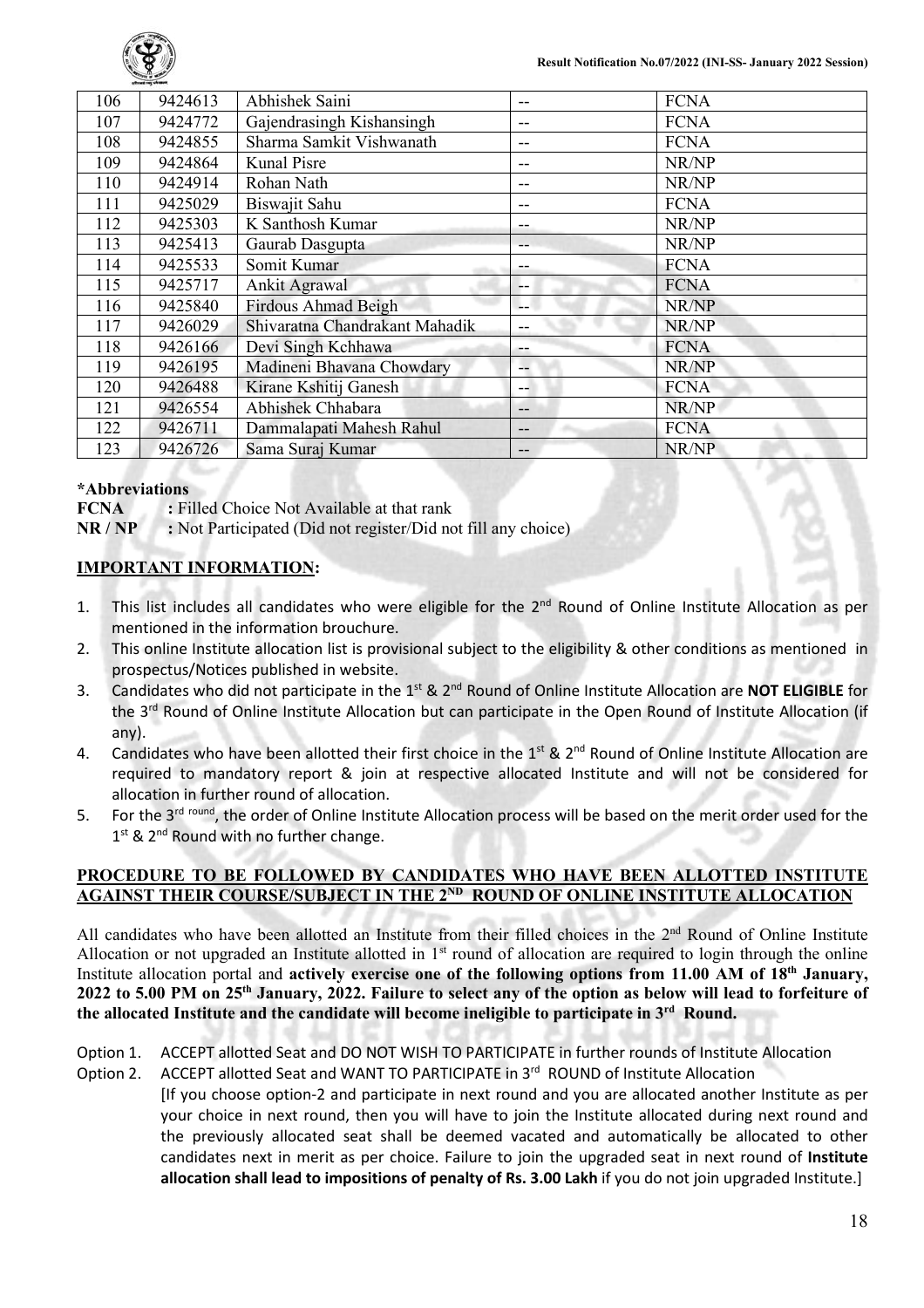| 106 | 9424613 | Abhishek Saini | -- | FCNA |
|---|---|---|---|---|
| 107 | 9424772 | Gajendrasingh Kishansingh | -- | FCNA |
| 108 | 9424855 | Sharma Samkit Vishwanath | -- | FCNA |
| 109 | 9424864 | Kunal Pisre | -- | NR/NP |
| 110 | 9424914 | Rohan Nath | -- | NR/NP |
| 111 | 9425029 | Biswajit Sahu | -- | FCNA |
| 112 | 9425303 | K Santhosh Kumar | -- | NR/NP |
| 113 | 9425413 | Gaurab Dasgupta | -- | NR/NP |
| 114 | 9425533 | Somit Kumar | -- | FCNA |
| 115 | 9425717 | Ankit Agrawal | -- | FCNA |
| 116 | 9425840 | Firdous Ahmad Beigh | -- | NR/NP |
| 117 | 9426029 | Shivaratna Chandrakant Mahadik | -- | NR/NP |
| 118 | 9426166 | Devi Singh Kchhawa | -- | FCNA |
| 119 | 9426195 | Madineni Bhavana Chowdary | -- | NR/NP |
| 120 | 9426488 | Kirane Kshitij Ganesh | -- | FCNA |
| 121 | 9426554 | Abhishek Chhabara | -- | NR/NP |
| 122 | 9426711 | Dammalapati Mahesh Rahul | -- | FCNA |
| 123 | 9426726 | Sama Suraj Kumar | -- | NR/NP |

**\*Abbreviations**

**FCNA** : Filled Choice Not Available at that rank

**NR / NP** : Not Participated (Did not register/Did not fill any choice)

## IMPORTANT INFORMATION:

1. This list includes all candidates who were eligible for the 2nd Round of Online Institute Allocation as per mentioned in the information brouchure.
2. This online Institute allocation list is provisional subject to the eligibility & other conditions as mentioned in prospectus/Notices published in website.
3. Candidates who did not participate in the 1st & 2nd Round of Online Institute Allocation are **NOT ELIGIBLE** for the 3rd Round of Online Institute Allocation but can participate in the Open Round of Institute Allocation (if any).
4. Candidates who have been allotted their first choice in the 1st & 2nd Round of Online Institute Allocation are required to mandatory report & join at respective allocated Institute and will not be considered for allocation in further round of allocation.
5. For the 3rd round, the order of Online Institute Allocation process will be based on the merit order used for the 1st & 2nd Round with no further change.

## PROCEDURE TO BE FOLLOWED BY CANDIDATES WHO HAVE BEEN ALLOTTED INSTITUTE AGAINST THEIR COURSE/SUBJECT IN THE 2ND ROUND OF ONLINE INSTITUTE ALLOCATION

All candidates who have been allotted an Institute from their filled choices in the 2nd Round of Online Institute Allocation or not upgraded an Institute allotted in 1st round of allocation are required to login through the online Institute allocation portal and **actively exercise one of the following options from 11.00 AM of 18th January, 2022 to 5.00 PM on 25th January, 2022. Failure to select any of the option as below will lead to forfeiture of the allocated Institute and the candidate will become ineligible to participate in 3rd Round.**

Option 1. ACCEPT allotted Seat and DO NOT WISH TO PARTICIPATE in further rounds of Institute Allocation

Option 2. ACCEPT allotted Seat and WANT TO PARTICIPATE in 3rd ROUND of Institute Allocation

[If you choose option-2 and participate in next round and you are allocated another Institute as per your choice in next round, then you will have to join the Institute allocated during next round and the previously allocated seat shall be deemed vacated and automatically be allocated to other candidates next in merit as per choice. Failure to join the upgraded seat in next round of **Institute allocation shall lead to impositions of penalty of Rs. 3.00 Lakh** if you do not join upgraded Institute.]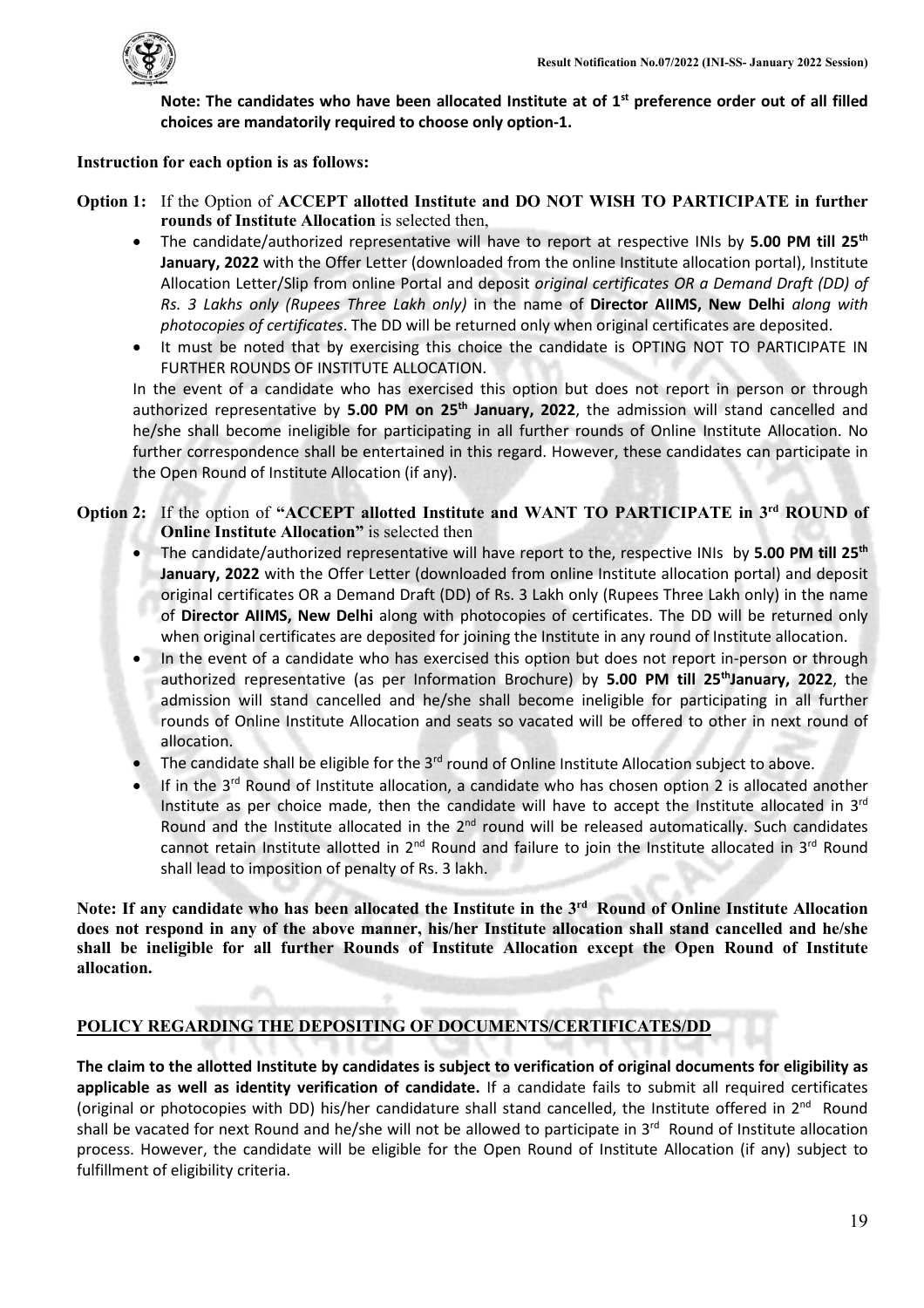**Note: The candidates who have been allocated Institute at of 1st preference order out of all filled choices are mandatorily required to choose only option-1.**

**Instruction for each option is as follows:**

**Option 1:** If the Option of **ACCEPT allotted Institute and DO NOT WISH TO PARTICIPATE in further rounds of Institute Allocation** is selected then,

- The candidate/authorized representative will have to report at respective INIs by **5.00 PM till 25th January, 2022** with the Offer Letter (downloaded from the online Institute allocation portal), Institute Allocation Letter/Slip from online Portal and deposit *original certificates OR a Demand Draft (DD) of Rs. 3 Lakhs only (Rupees Three Lakh only)* in the name of **Director AIIMS, New Delhi** *along with photocopies of certificates*. The DD will be returned only when original certificates are deposited.
- It must be noted that by exercising this choice the candidate is OPTING NOT TO PARTICIPATE IN FURTHER ROUNDS OF INSTITUTE ALLOCATION.

In the event of a candidate who has exercised this option but does not report in person or through authorized representative by **5.00 PM on 25th January, 2022**, the admission will stand cancelled and he/she shall become ineligible for participating in all further rounds of Online Institute Allocation. No further correspondence shall be entertained in this regard. However, these candidates can participate in the Open Round of Institute Allocation (if any).

**Option 2:** If the option of **"ACCEPT allotted Institute and WANT TO PARTICIPATE in 3rd ROUND of Online Institute Allocation"** is selected then

- The candidate/authorized representative will have report to the, respective INIs by **5.00 PM till 25th January, 2022** with the Offer Letter (downloaded from online Institute allocation portal) and deposit original certificates OR a Demand Draft (DD) of Rs. 3 Lakh only (Rupees Three Lakh only) in the name of **Director AIIMS, New Delhi** along with photocopies of certificates. The DD will be returned only when original certificates are deposited for joining the Institute in any round of Institute allocation.
- In the event of a candidate who has exercised this option but does not report in-person or through authorized representative (as per Information Brochure) by **5.00 PM till 25thJanuary, 2022**, the admission will stand cancelled and he/she shall become ineligible for participating in all further rounds of Online Institute Allocation and seats so vacated will be offered to other in next round of allocation.
- The candidate shall be eligible for the 3rd round of Online Institute Allocation subject to above.
- If in the 3rd Round of Institute allocation, a candidate who has chosen option 2 is allocated another Institute as per choice made, then the candidate will have to accept the Institute allocated in 3rd Round and the Institute allocated in the 2nd round will be released automatically. Such candidates cannot retain Institute allotted in 2nd Round and failure to join the Institute allocated in 3rd Round shall lead to imposition of penalty of Rs. 3 lakh.

**Note: If any candidate who has been allocated the Institute in the 3rd Round of Online Institute Allocation does not respond in any of the above manner, his/her Institute allocation shall stand cancelled and he/she shall be ineligible for all further Rounds of Institute Allocation except the Open Round of Institute allocation.**

## POLICY REGARDING THE DEPOSITING OF DOCUMENTS/CERTIFICATES/DD

**The claim to the allotted Institute by candidates is subject to verification of original documents for eligibility as applicable as well as identity verification of candidate.** If a candidate fails to submit all required certificates (original or photocopies with DD) his/her candidature shall stand cancelled, the Institute offered in 2nd Round shall be vacated for next Round and he/she will not be allowed to participate in 3rd Round of Institute allocation process. However, the candidate will be eligible for the Open Round of Institute Allocation (if any) subject to fulfillment of eligibility criteria.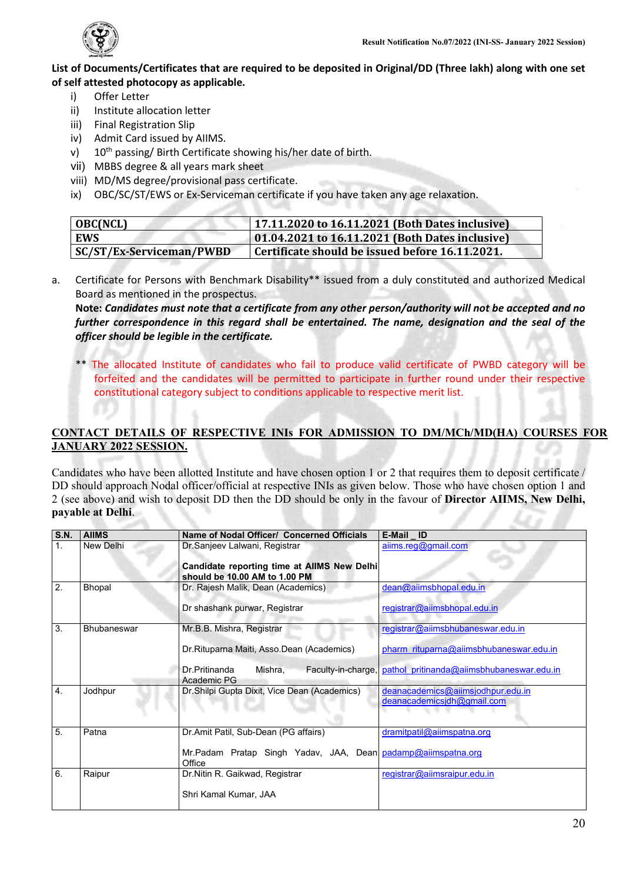**List of Documents/Certificates that are required to be deposited in Original/DD (Three lakh) along with one set of self attested photocopy as applicable.**

i) Offer Letter
ii) Institute allocation letter
iii) Final Registration Slip
iv) Admit Card issued by AIIMS.
v) 10th passing/ Birth Certificate showing his/her date of birth.
vii) MBBS degree & all years mark sheet
viii) MD/MS degree/provisional pass certificate.
ix) OBC/SC/ST/EWS or Ex-Serviceman certificate if you have taken any age relaxation.

| OBC(NCL) | 17.11.2020 to 16.11.2021 (Both Dates inclusive) |
|---|---|
| EWS | 01.04.2021 to 16.11.2021 (Both Dates inclusive) |
| SC/ST/Ex-Serviceman/PWBD | Certificate should be issued before 16.11.2021. |

a. Certificate for Persons with Benchmark Disability** issued from a duly constituted and authorized Medical Board as mentioned in the prospectus.
**Note:** ***Candidates must note that a certificate from any other person/authority will not be accepted and no further correspondence in this regard shall be entertained. The name, designation and the seal of the officer should be legible in the certificate.***

** The allocated Institute of candidates who fail to produce valid certificate of PWBD category will be forfeited and the candidates will be permitted to participate in further round under their respective constitutional category subject to conditions applicable to respective merit list.

## CONTACT DETAILS OF RESPECTIVE INIs FOR ADMISSION TO DM/MCh/MD(HA) COURSES FOR JANUARY 2022 SESSION.

Candidates who have been allotted Institute and have chosen option 1 or 2 that requires them to deposit certificate / DD should approach Nodal officer/official at respective INIs as given below. Those who have chosen option 1 and 2 (see above) and wish to deposit DD then the DD should be only in the favour of **Director AIIMS, New Delhi, payable at Delhi**.

| S.N. | AIIMS | Name of Nodal Officer/ Concerned Officials | E-Mail _ ID |
|---|---|---|---|
| 1. | New Delhi | Dr.Sanjeev Lalwani, Registrar<br><br>**Candidate reporting time at AIIMS New Delhi should be 10.00 AM to 1.00 PM** | aiims.reg@gmail.com |
| 2. | Bhopal | Dr. Rajesh Malik, Dean (Academics)<br><br>Dr shashank purwar, Registrar | dean@aiimsbhopal.edu.in<br><br>registrar@aiimsbhopal.edu.in |
| 3. | Bhubaneswar | Mr.B.B. Mishra, Registrar<br><br>Dr.Rituparna Maiti, Asso.Dean (Academics)<br><br>Dr.Pritinanda Mishra, Faculty-in-charge, Academic PG | registrar@aiimsbhubaneswar.edu.in<br><br>pharm_rituparna@aiimsbhubaneswar.edu.in<br><br>pathol_pritinanda@aiimsbhubaneswar.edu.in |
| 4. | Jodhpur | Dr.Shilpi Gupta Dixit, Vice Dean (Academics) | deanacademics@aiimsjodhpur.edu.in<br>deanacademicsjdh@gmail.com |
| 5. | Patna | Dr.Amit Patil, Sub-Dean (PG affairs)<br><br>Mr.Padam Pratap Singh Yadav, JAA, Dean Office | dramitpatil@aiimspatna.org<br><br>padamp@aiimspatna.org |
| 6. | Raipur | Dr.Nitin R. Gaikwad, Registrar<br><br>Shri Kamal Kumar, JAA | registrar@aiimsraipur.edu.in |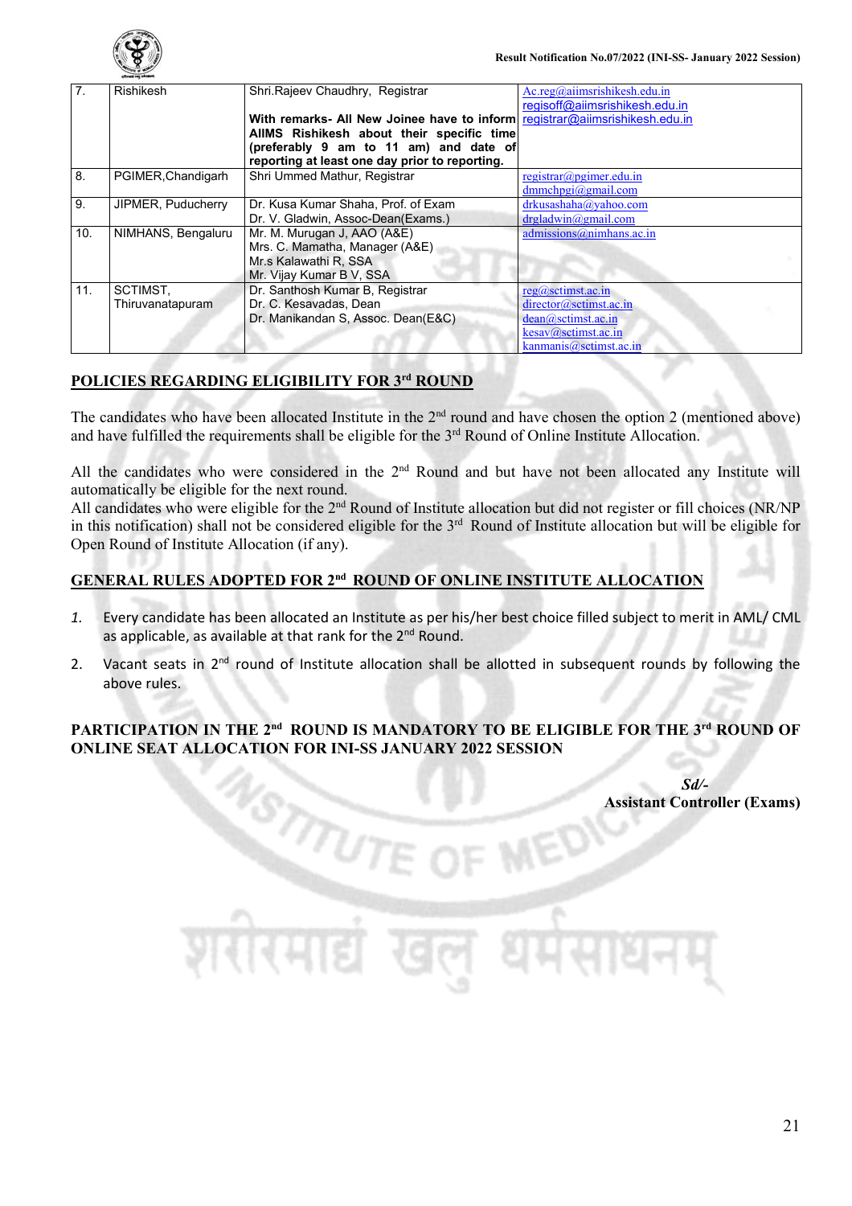| | | | |
|---|---|---|---|
| 7. | Rishikesh | Shri.Rajeev Chaudhry, Registrar<br><br>**With remarks- All New Joinee have to inform AIIMS Rishikesh about their specific time (preferably 9 am to 11 am) and date of reporting at least one day prior to reporting.** | Ac.reg@aiimsrishikesh.edu.in<br>regisoff@aiimsrishikesh.edu.in<br>registrar@aiimsrishikesh.edu.in |
| 8. | PGIMER,Chandigarh | Shri Ummed Mathur, Registrar | registrar@pgimer.edu.in<br>dmmchpgi@gmail.com |
| 9. | JIPMER, Puducherry | Dr. Kusa Kumar Shaha, Prof. of Exam<br>Dr. V. Gladwin, Assoc-Dean(Exams.) | drkusashaha@yahoo.com<br>drgladwin@gmail.com |
| 10. | NIMHANS, Bengaluru | Mr. M. Murugan J, AAO (A&E)<br>Mrs. C. Mamatha, Manager (A&E)<br>Mr.s Kalawathi R, SSA<br>Mr. Vijay Kumar B V, SSA | admissions@nimhans.ac.in |
| 11. | SCTIMST, Thiruvanatapuram | Dr. Santhosh Kumar B, Registrar<br>Dr. C. Kesavadas, Dean<br>Dr. Manikandan S, Assoc. Dean(E&C) | reg@sctimst.ac.in<br>director@sctimst.ac.in<br>dean@sctimst.ac.in<br>kesav@sctimst.ac.in<br>kanmanis@sctimst.ac.in |

## POLICIES REGARDING ELIGIBILITY FOR 3rd ROUND

The candidates who have been allocated Institute in the 2nd round and have chosen the option 2 (mentioned above) and have fulfilled the requirements shall be eligible for the 3rd Round of Online Institute Allocation.

All the candidates who were considered in the 2nd Round and but have not been allocated any Institute will automatically be eligible for the next round.
All candidates who were eligible for the 2nd Round of Institute allocation but did not register or fill choices (NR/NP in this notification) shall not be considered eligible for the 3rd Round of Institute allocation but will be eligible for Open Round of Institute Allocation (if any).

## GENERAL RULES ADOPTED FOR 2nd ROUND OF ONLINE INSTITUTE ALLOCATION

1. Every candidate has been allocated an Institute as per his/her best choice filled subject to merit in AML/ CML as applicable, as available at that rank for the 2nd Round.
2. Vacant seats in 2nd round of Institute allocation shall be allotted in subsequent rounds by following the above rules.

**PARTICIPATION IN THE 2nd ROUND IS MANDATORY TO BE ELIGIBLE FOR THE 3rd ROUND OF ONLINE SEAT ALLOCATION FOR INI-SS JANUARY 2022 SESSION**

*Sd/-*
**Assistant Controller (Exams)**